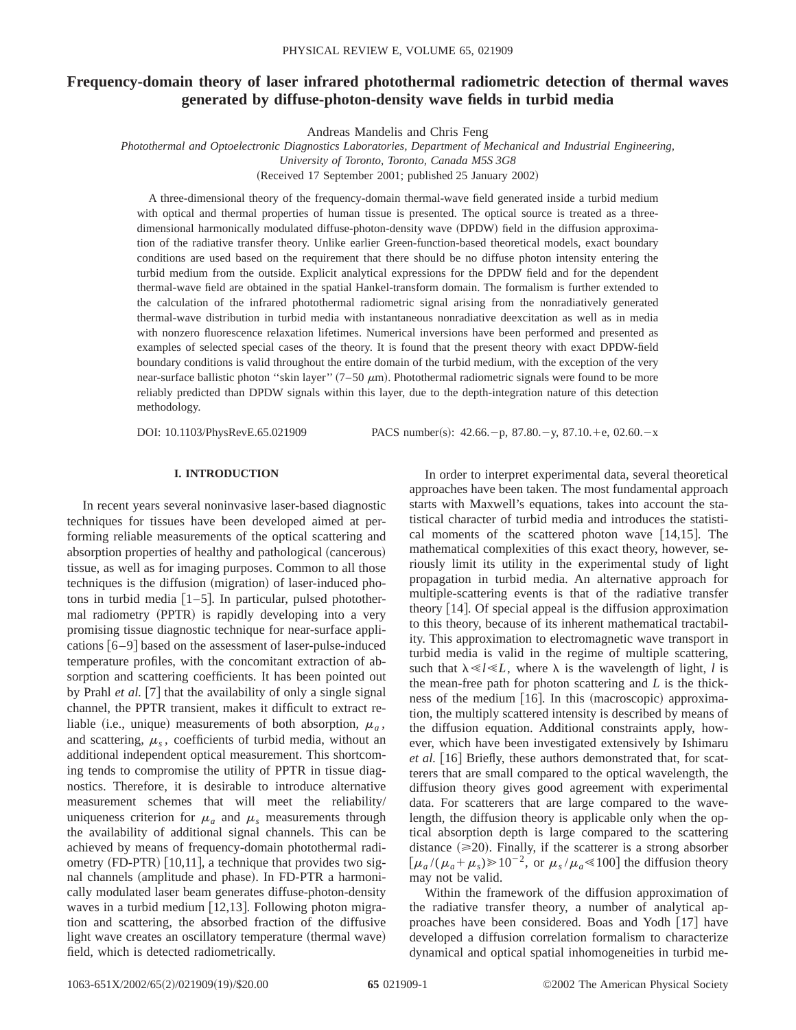# Frequency-domain theory of laser infrared photothermal radiometric detection of thermal waves generated by diffuse-photon-density wave fields in turbid media

Andreas Mandelis and Chris Feng

*Photothermal and Optoelectronic Diagnostics Laboratories, Department of Mechanical and Industrial Engineering, University of Toronto, Toronto, Canada M5S 3G8*

(Received 17 September 2001; published 25 January 2002)

A three-dimensional theory of the frequency-domain thermal-wave field generated inside a turbid medium with optical and thermal properties of human tissue is presented. The optical source is treated as a three-dimensional harmonically modulated diffuse-photon-density wave (DPDW) field in the diffusion approximation of the radiative transfer theory. Unlike earlier Green-function-based theoretical models, exact boundary conditions are used based on the requirement that there should be no diffuse photon intensity entering the turbid medium from the outside. Explicit analytical expressions for the DPDW field and for the dependent thermal-wave field are obtained in the spatial Hankel-transform domain. The formalism is further extended to the calculation of the infrared photothermal radiometric signal arising from the nonradiatively generated thermal-wave distribution in turbid media with instantaneous nonradiative deexcitation as well as in media with nonzero fluorescence relaxation lifetimes. Numerical inversions have been performed and presented as examples of selected special cases of the theory. It is found that the present theory with exact DPDW-field boundary conditions is valid throughout the entire domain of the turbid medium, with the exception of the very near-surface ballistic photon "skin layer" (7–50 $\mu$m). Photothermal radiometric signals were found to be more reliably predicted than DPDW signals within this layer, due to the depth-integration nature of this detection methodology.

DOI: 10.1103/PhysRevE.65.021909 PACS number(s): 42.66.−p, 87.80.−y, 87.10.+e, 02.60.−x

## I. INTRODUCTION

In recent years several noninvasive laser-based diagnostic techniques for tissues have been developed aimed at performing reliable measurements of the optical scattering and absorption properties of healthy and pathological (cancerous) tissue, as well as for imaging purposes. Common to all those techniques is the diffusion (migration) of laser-induced photons in turbid media [1–5]. In particular, pulsed photothermal radiometry (PPTR) is rapidly developing into a very promising tissue diagnostic technique for near-surface applications [6–9] based on the assessment of laser-pulse-induced temperature profiles, with the concomitant extraction of absorption and scattering coefficients. It has been pointed out by Prahl *et al.* [7] that the availability of only a single signal channel, the PPTR transient, makes it difficult to extract reliable (i.e., unique) measurements of both absorption, $\mu_a$, and scattering, $\mu_s$, coefficients of turbid media, without an additional independent optical measurement. This shortcoming tends to compromise the utility of PPTR in tissue diagnostics. Therefore, it is desirable to introduce alternative measurement schemes that will meet the reliability/uniqueness criterion for $\mu_a$ and $\mu_s$ measurements through the availability of additional signal channels. This can be achieved by means of frequency-domain photothermal radiometry (FD-PTR) [10,11], a technique that provides two signal channels (amplitude and phase). In FD-PTR a harmonically modulated laser beam generates diffuse-photon-density waves in a turbid medium [12,13]. Following photon migration and scattering, the absorbed fraction of the diffusive light wave creates an oscillatory temperature (thermal wave) field, which is detected radiometrically.

In order to interpret experimental data, several theoretical approaches have been taken. The most fundamental approach starts with Maxwell's equations, takes into account the statistical character of turbid media and introduces the statistical moments of the scattered photon wave [14,15]. The mathematical complexities of this exact theory, however, seriously limit its utility in the experimental study of light propagation in turbid media. An alternative approach for multiple-scattering events is that of the radiative transfer theory [14]. Of special appeal is the diffusion approximation to this theory, because of its inherent mathematical tractability. This approximation to electromagnetic wave transport in turbid media is valid in the regime of multiple scattering, such that $\lambda \ll l \ll L$, where $\lambda$ is the wavelength of light, $l$ is the mean-free path for photon scattering and $L$ is the thickness of the medium [16]. In this (macroscopic) approximation, the multiply scattered intensity is described by means of the diffusion equation. Additional constraints apply, however, which have been investigated extensively by Ishimaru *et al.* [16] Briefly, these authors demonstrated that, for scatterers that are small compared to the optical wavelength, the diffusion theory gives good agreement with experimental data. For scatterers that are large compared to the wavelength, the diffusion theory is applicable only when the optical absorption depth is large compared to the scattering distance ($\geqslant 20$). Finally, if the scatterer is a strong absorber $[\mu_a/(\mu_a+\mu_s) \geqslant 10^{-2}$, or $\mu_s/\mu_a \leqslant 100]$ the diffusion theory may not be valid.

Within the framework of the diffusion approximation of the radiative transfer theory, a number of analytical approaches have been considered. Boas and Yodh [17] have developed a diffusion correlation formalism to characterize dynamical and optical spatial inhomogeneities in turbid me-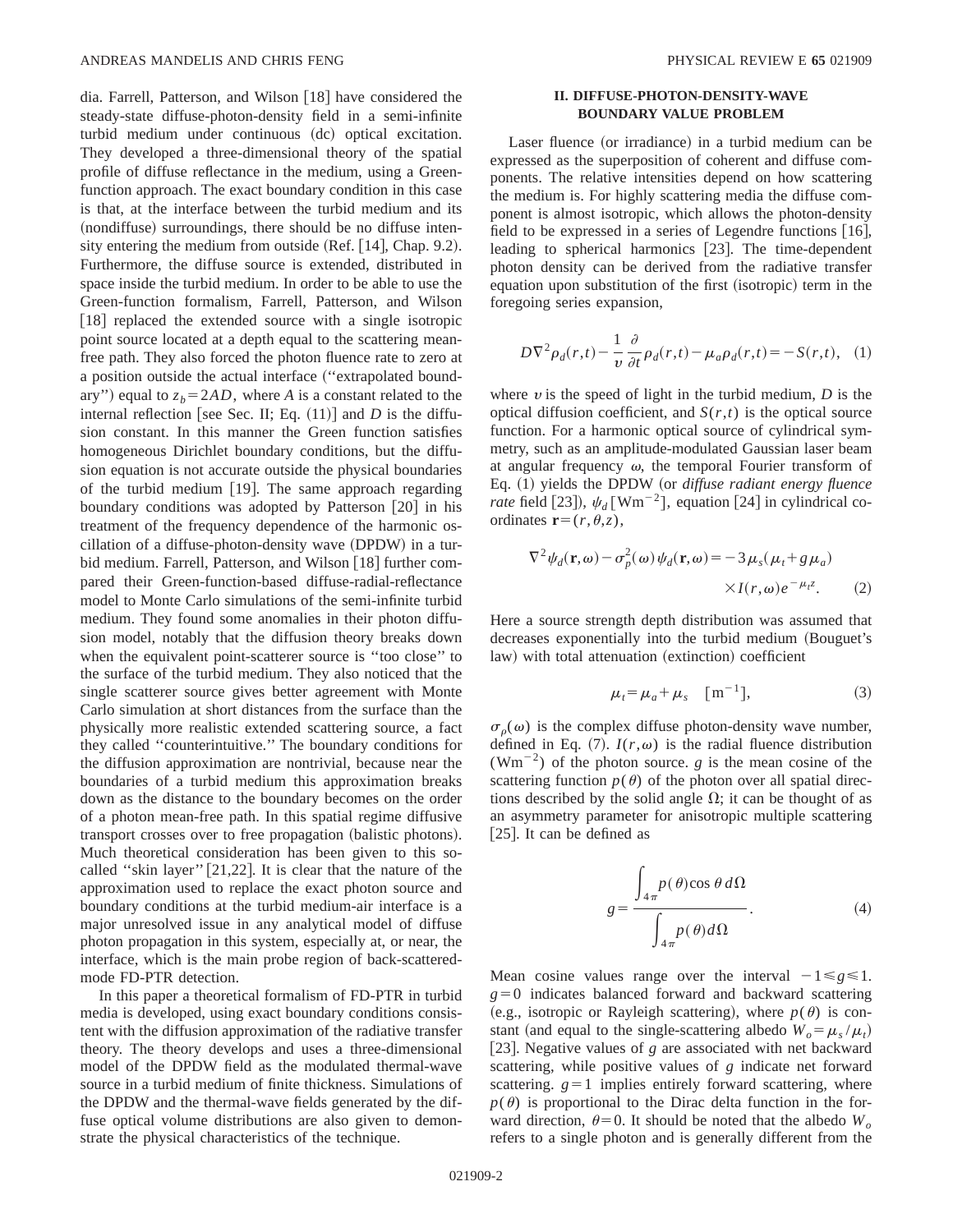dia. Farrell, Patterson, and Wilson [18] have considered the steady-state diffuse-photon-density field in a semi-infinite turbid medium under continuous (dc) optical excitation. They developed a three-dimensional theory of the spatial profile of diffuse reflectance in the medium, using a Green-function approach. The exact boundary condition in this case is that, at the interface between the turbid medium and its (nondiffuse) surroundings, there should be no diffuse intensity entering the medium from outside (Ref. [14], Chap. 9.2). Furthermore, the diffuse source is extended, distributed in space inside the turbid medium. In order to be able to use the Green-function formalism, Farrell, Patterson, and Wilson [18] replaced the extended source with a single isotropic point source located at a depth equal to the scattering mean-free path. They also forced the photon fluence rate to zero at a position outside the actual interface ("extrapolated boundary") equal to $z_b = 2AD$, where $A$ is a constant related to the internal reflection [see Sec. II; Eq. (11)] and $D$ is the diffusion constant. In this manner the Green function satisfies homogeneous Dirichlet boundary conditions, but the diffusion equation is not accurate outside the physical boundaries of the turbid medium [19]. The same approach regarding boundary conditions was adopted by Patterson [20] in his treatment of the frequency dependence of the harmonic oscillation of a diffuse-photon-density wave (DPDW) in a turbid medium. Farrell, Patterson, and Wilson [18] further compared their Green-function-based diffuse-radial-reflectance model to Monte Carlo simulations of the semi-infinite turbid medium. They found some anomalies in their photon diffusion model, notably that the diffusion theory breaks down when the equivalent point-scatterer source is "too close" to the surface of the turbid medium. They also noticed that the single scatterer source gives better agreement with Monte Carlo simulation at short distances from the surface than the physically more realistic extended scattering source, a fact they called "counterintuitive." The boundary conditions for the diffusion approximation are nontrivial, because near the boundaries of a turbid medium this approximation breaks down as the distance to the boundary becomes on the order of a photon mean-free path. In this spatial regime diffusive transport crosses over to free propagation (balistic photons). Much theoretical consideration has been given to this so-called "skin layer" [21,22]. It is clear that the nature of the approximation used to replace the exact photon source and boundary conditions at the turbid medium-air interface is a major unresolved issue in any analytical model of diffuse photon propagation in this system, especially at, or near, the interface, which is the main probe region of back-scattered-mode FD-PTR detection.

In this paper a theoretical formalism of FD-PTR in turbid media is developed, using exact boundary conditions consistent with the diffusion approximation of the radiative transfer theory. The theory develops and uses a three-dimensional model of the DPDW field as the modulated thermal-wave source in a turbid medium of finite thickness. Simulations of the DPDW and the thermal-wave fields generated by the diffuse optical volume distributions are also given to demonstrate the physical characteristics of the technique.

## II. DIFFUSE-PHOTON-DENSITY-WAVE BOUNDARY VALUE PROBLEM

Laser fluence (or irradiance) in a turbid medium can be expressed as the superposition of coherent and diffuse components. The relative intensities depend on how scattering the medium is. For highly scattering media the diffuse component is almost isotropic, which allows the photon-density field to be expressed in a series of Legendre functions [16], leading to spherical harmonics [23]. The time-dependent photon density can be derived from the radiative transfer equation upon substitution of the first (isotropic) term in the foregoing series expansion,

$$D\nabla^2\rho_d(r,t) - \frac{1}{v}\frac{\partial}{\partial t}\rho_d(r,t) - \mu_a\rho_d(r,t) = -S(r,t), \quad (1)$$

where $v$ is the speed of light in the turbid medium, $D$ is the optical diffusion coefficient, and $S(r,t)$ is the optical source function. For a harmonic optical source of cylindrical symmetry, such as an amplitude-modulated Gaussian laser beam at angular frequency $\omega$, the temporal Fourier transform of Eq. (1) yields the DPDW (or *diffuse radiant energy fluence rate* field [23]), $\psi_d\,[\mathrm{Wm}^{-2}]$, equation [24] in cylindrical coordinates $\mathbf{r} = (r,\theta,z)$,

$$\nabla^2\psi_d(\mathbf{r},\omega) - \sigma_p^2(\omega)\psi_d(\mathbf{r},\omega) = -3\mu_s(\mu_t + g\mu_a) \times I(r,\omega)e^{-\mu_t z}. \quad (2)$$

Here a source strength depth distribution was assumed that decreases exponentially into the turbid medium (Bouguet's law) with total attenuation (extinction) coefficient

$$\mu_t = \mu_a + \mu_s \quad [\mathrm{m}^{-1}], \quad (3)$$

$\sigma_\rho(\omega)$ is the complex diffuse photon-density wave number, defined in Eq. (7). $I(r,\omega)$ is the radial fluence distribution ($\mathrm{Wm}^{-2}$) of the photon source. $g$ is the mean cosine of the scattering function $p(\theta)$ of the photon over all spatial directions described by the solid angle $\Omega$; it can be thought of as an asymmetry parameter for anisotropic multiple scattering [25]. It can be defined as

$$g = \frac{\int_{4\pi} p(\theta)\cos\theta\, d\Omega}{\int_{4\pi} p(\theta)\, d\Omega}. \quad (4)$$

Mean cosine values range over the interval $-1 \leqslant g \leqslant 1$. $g=0$ indicates balanced forward and backward scattering (e.g., isotropic or Rayleigh scattering), where $p(\theta)$ is constant (and equal to the single-scattering albedo $W_o = \mu_s/\mu_t$) [23]. Negative values of $g$ are associated with net backward scattering, while positive values of $g$ indicate net forward scattering. $g=1$ implies entirely forward scattering, where $p(\theta)$ is proportional to the Dirac delta function in the forward direction, $\theta = 0$. It should be noted that the albedo $W_o$ refers to a single photon and is generally different from the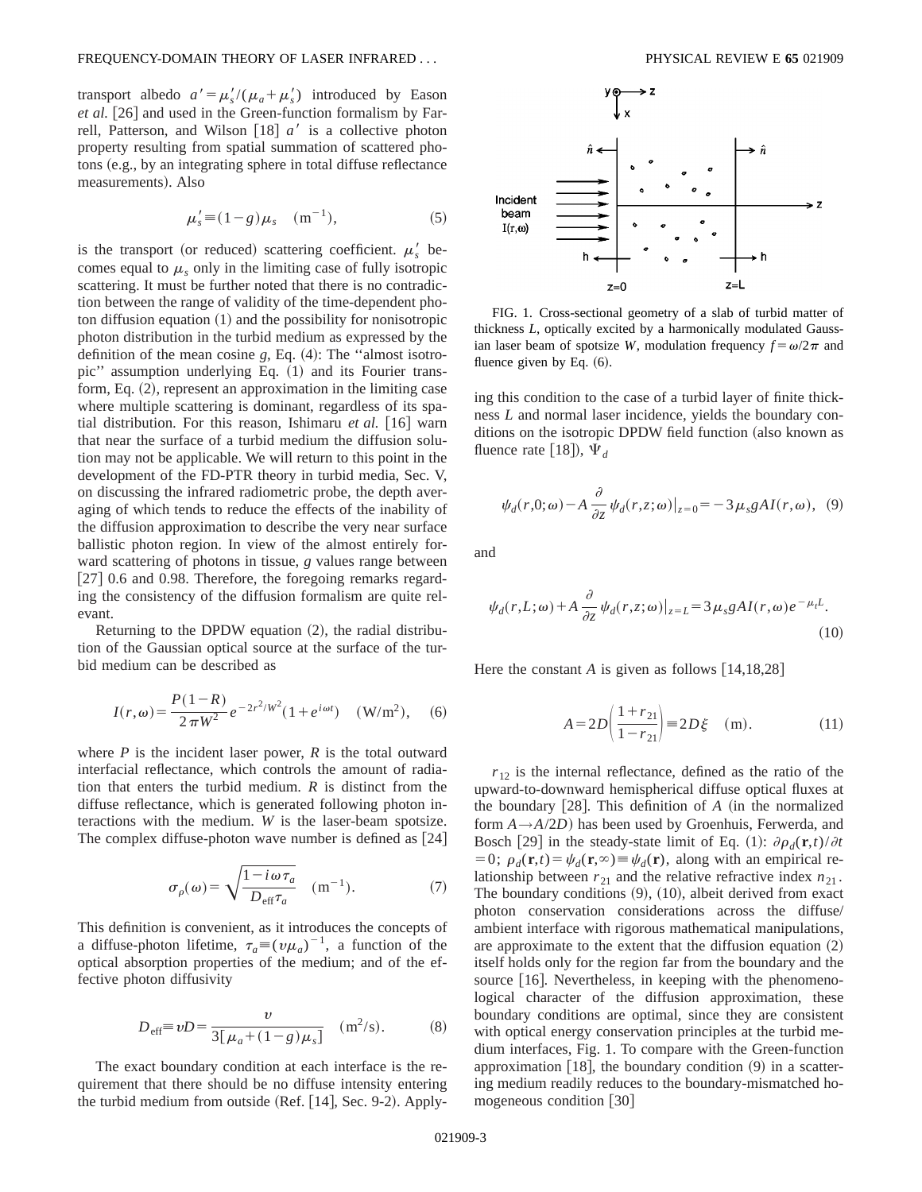transport albedo $a' = \mu_s'/(\mu_a + \mu_s')$ introduced by Eason *et al.* [26] and used in the Green-function formalism by Farrell, Patterson, and Wilson [18] $a'$ is a collective photon property resulting from spatial summation of scattered photons (e.g., by an integrating sphere in total diffuse reflectance measurements). Also

$$\mu_s' \equiv (1-g)\mu_s \quad (\mathrm{m}^{-1}), \tag{5}$$

is the transport (or reduced) scattering coefficient. $\mu_s'$ becomes equal to $\mu_s$ only in the limiting case of fully isotropic scattering. It must be further noted that there is no contradiction between the range of validity of the time-dependent photon diffusion equation (1) and the possibility for nonisotropic photon distribution in the turbid medium as expressed by the definition of the mean cosine $g$, Eq. (4): The "almost isotropic" assumption underlying Eq. (1) and its Fourier transform, Eq. (2), represent an approximation in the limiting case where multiple scattering is dominant, regardless of its spatial distribution. For this reason, Ishimaru *et al.* [16] warn that near the surface of a turbid medium the diffusion solution may not be applicable. We will return to this point in the development of the FD-PTR theory in turbid media, Sec. V, on discussing the infrared radiometric probe, the depth averaging of which tends to reduce the effects of the inability of the diffusion approximation to describe the very near surface ballistic photon region. In view of the almost entirely forward scattering of photons in tissue, $g$ values range between [27] 0.6 and 0.98. Therefore, the foregoing remarks regarding the consistency of the diffusion formalism are quite relevant.

Returning to the DPDW equation (2), the radial distribution of the Gaussian optical source at the surface of the turbid medium can be described as

$$I(r,\omega) = \frac{P(1-R)}{2\pi W^2} e^{-2r^2/W^2}(1+e^{i\omega t}) \quad (\mathrm{W/m^2}), \tag{6}$$

where $P$ is the incident laser power, $R$ is the total outward interfacial reflectance, which controls the amount of radiation that enters the turbid medium. $R$ is distinct from the diffuse reflectance, which is generated following photon interactions with the medium. $W$ is the laser-beam spotsize. The complex diffuse-photon wave number is defined as [24]

$$\sigma_\rho(\omega) = \sqrt{\frac{1-i\omega\tau_a}{D_{\mathrm{eff}}\tau_a}} \quad (\mathrm{m}^{-1}). \tag{7}$$

This definition is convenient, as it introduces the concepts of a diffuse-photon lifetime, $\tau_a \equiv (v\mu_a)^{-1}$, a function of the optical absorption properties of the medium; and of the effective photon diffusivity

$$D_{\mathrm{eff}} \equiv vD = \frac{v}{3[\mu_a + (1-g)\mu_s]} \quad (\mathrm{m^2/s}). \tag{8}$$

The exact boundary condition at each interface is the requirement that there should be no diffuse intensity entering the turbid medium from outside (Ref. [14], Sec. 9-2). Applying this condition to the case of a turbid layer of finite thickness $L$ and normal laser incidence, yields the boundary conditions on the isotropic DPDW field function (also known as fluence rate [18]), $\Psi_d$

FIG. 1. Cross-sectional geometry of a slab of turbid matter of thickness $L$, optically excited by a harmonically modulated Gaussian laser beam of spotsize $W$, modulation frequency $f = \omega/2\pi$ and fluence given by Eq. (6).

$$\psi_d(r,0;\omega) - A\frac{\partial}{\partial z}\psi_d(r,z;\omega)\big|_{z=0} = -3\mu_s g A I(r,\omega), \tag{9}$$

and

$$\psi_d(r,L;\omega) + A\frac{\partial}{\partial z}\psi_d(r,z;\omega)\big|_{z=L} = 3\mu_s g A I(r,\omega)e^{-\mu_t L}. \tag{10}$$

Here the constant $A$ is given as follows [14,18,28]

$$A = 2D\left(\frac{1+r_{21}}{1-r_{21}}\right) \equiv 2D\xi \quad (\mathrm{m}). \tag{11}$$

$r_{12}$ is the internal reflectance, defined as the ratio of the upward-to-downward hemispherical diffuse optical fluxes at the boundary [28]. This definition of $A$ (in the normalized form $A \rightarrow A/2D$) has been used by Groenhuis, Ferwerda, and Bosch [29] in the steady-state limit of Eq. (1): $\partial\rho_d(\mathbf{r},t)/\partial t = 0$; $\rho_d(\mathbf{r},t) = \psi_d(\mathbf{r},\infty) \equiv \psi_d(\mathbf{r})$, along with an empirical relationship between $r_{21}$ and the relative refractive index $n_{21}$. The boundary conditions (9), (10), albeit derived from exact photon conservation considerations across the diffuse/ambient interface with rigorous mathematical manipulations, are approximate to the extent that the diffusion equation (2) itself holds only for the region far from the boundary and the source [16]. Nevertheless, in keeping with the phenomenological character of the diffusion approximation, these boundary conditions are optimal, since they are consistent with optical energy conservation principles at the turbid medium interfaces, Fig. 1. To compare with the Green-function approximation [18], the boundary condition (9) in a scattering medium readily reduces to the boundary-mismatched homogeneous condition [30]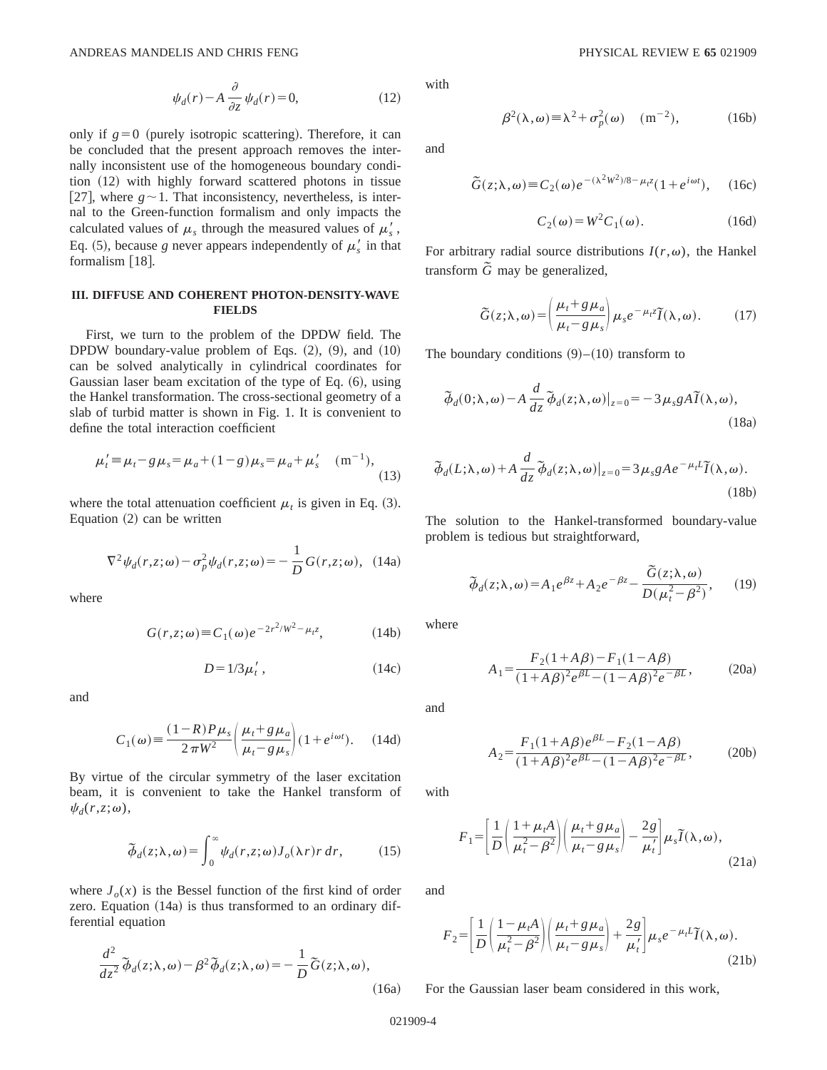$$\psi_d(r) - A\frac{\partial}{\partial z}\psi_d(r) = 0, \tag{12}$$

only if $g=0$ (purely isotropic scattering). Therefore, it can be concluded that the present approach removes the internally inconsistent use of the homogeneous boundary condition (12) with highly forward scattered photons in tissue [27], where $g \sim 1$. That inconsistency, nevertheless, is internal to the Green-function formalism and only impacts the calculated values of $\mu_s$ through the measured values of $\mu_s'$, Eq. (5), because $g$ never appears independently of $\mu_s'$ in that formalism [18].

### III. DIFFUSE AND COHERENT PHOTON-DENSITY-WAVE FIELDS

First, we turn to the problem of the DPDW field. The DPDW boundary-value problem of Eqs. (2), (9), and (10) can be solved analytically in cylindrical coordinates for Gaussian laser beam excitation of the type of Eq. (6), using the Hankel transformation. The cross-sectional geometry of a slab of turbid matter is shown in Fig. 1. It is convenient to define the total interaction coefficient

$$\mu_t' \equiv \mu_t - g\mu_s = \mu_a + (1-g)\mu_s = \mu_a + \mu_s' \quad (\mathrm{m}^{-1}), \tag{13}$$

where the total attenuation coefficient $\mu_t$ is given in Eq. (3). Equation (2) can be written

$$\nabla^2\psi_d(r,z;\omega) - \sigma_p^2\psi_d(r,z;\omega) = -\frac{1}{D}G(r,z;\omega), \tag{14a}$$

where

$$G(r,z;\omega) \equiv C_1(\omega)e^{-2r^2/W^2 - \mu_t z}, \tag{14b}$$

$$D = 1/3\mu_t', \tag{14c}$$

and

$$C_1(\omega) \equiv \frac{(1-R)P\mu_s}{2\pi W^2}\left(\frac{\mu_t + g\mu_a}{\mu_t - g\mu_s}\right)(1+e^{i\omega t}). \tag{14d}$$

By virtue of the circular symmetry of the laser excitation beam, it is convenient to take the Hankel transform of $\psi_d(r,z;\omega)$,

$$\tilde{\phi}_d(z;\lambda,\omega) = \int_0^\infty \psi_d(r,z;\omega)J_o(\lambda r)r\,dr, \tag{15}$$

where $J_o(x)$ is the Bessel function of the first kind of order zero. Equation (14a) is thus transformed to an ordinary differential equation

$$\frac{d^2}{dz^2}\tilde{\phi}_d(z;\lambda,\omega) - \beta^2\tilde{\phi}_d(z;\lambda,\omega) = -\frac{1}{D}\tilde{G}(z;\lambda,\omega), \tag{16a}$$

with

$$\beta^2(\lambda,\omega) \equiv \lambda^2 + \sigma_p^2(\omega) \quad (\mathrm{m}^{-2}), \tag{16b}$$

and

$$\tilde{G}(z;\lambda,\omega) \equiv C_2(\omega)e^{-(\lambda^2W^2)/8 - \mu_t z}(1+e^{i\omega t}), \tag{16c}$$

$$C_2(\omega) = W^2 C_1(\omega). \tag{16d}$$

For arbitrary radial source distributions $I(r,\omega)$, the Hankel transform $\tilde{G}$ may be generalized,

$$\tilde{G}(z;\lambda,\omega) = \left(\frac{\mu_t + g\mu_a}{\mu_t - g\mu_s}\right)\mu_s e^{-\mu_t z}\tilde{I}(\lambda,\omega). \tag{17}$$

The boundary conditions (9)–(10) transform to

$$\tilde{\phi}_d(0;\lambda,\omega) - A\frac{d}{dz}\tilde{\phi}_d(z;\lambda,\omega)\big|_{z=0} = -3\mu_s gA\tilde{I}(\lambda,\omega), \tag{18a}$$

$$\tilde{\phi}_d(L;\lambda,\omega) + A\frac{d}{dz}\tilde{\phi}_d(z;\lambda,\omega)\big|_{z=0} = 3\mu_s gAe^{-\mu_t L}\tilde{I}(\lambda,\omega). \tag{18b}$$

The solution to the Hankel-transformed boundary-value problem is tedious but straightforward,

$$\tilde{\phi}_d(z;\lambda,\omega) = A_1e^{\beta z} + A_2e^{-\beta z} - \frac{\tilde{G}(z;\lambda,\omega)}{D(\mu_t^2 - \beta^2)}, \tag{19}$$

where

$$A_1 = \frac{F_2(1+A\beta) - F_1(1-A\beta)}{(1+A\beta)^2e^{\beta L} - (1-A\beta)^2e^{-\beta L}}, \tag{20a}$$

and

$$A_2 = \frac{F_1(1+A\beta)e^{\beta L} - F_2(1-A\beta)}{(1+A\beta)^2e^{\beta L} - (1-A\beta)^2e^{-\beta L}}, \tag{20b}$$

with

$$F_1 = \left[\frac{1}{D}\left(\frac{1+\mu_t A}{\mu_t^2 - \beta^2}\right)\left(\frac{\mu_t + g\mu_a}{\mu_t - g\mu_s}\right) - \frac{2g}{\mu_t'}\right]\mu_s\tilde{I}(\lambda,\omega), \tag{21a}$$

and

$$F_2 = \left[\frac{1}{D}\left(\frac{1-\mu_t A}{\mu_t^2 - \beta^2}\right)\left(\frac{\mu_t + g\mu_a}{\mu_t - g\mu_s}\right) + \frac{2g}{\mu_t'}\right]\mu_s e^{-\mu_t L}\tilde{I}(\lambda,\omega). \tag{21b}$$

For the Gaussian laser beam considered in this work,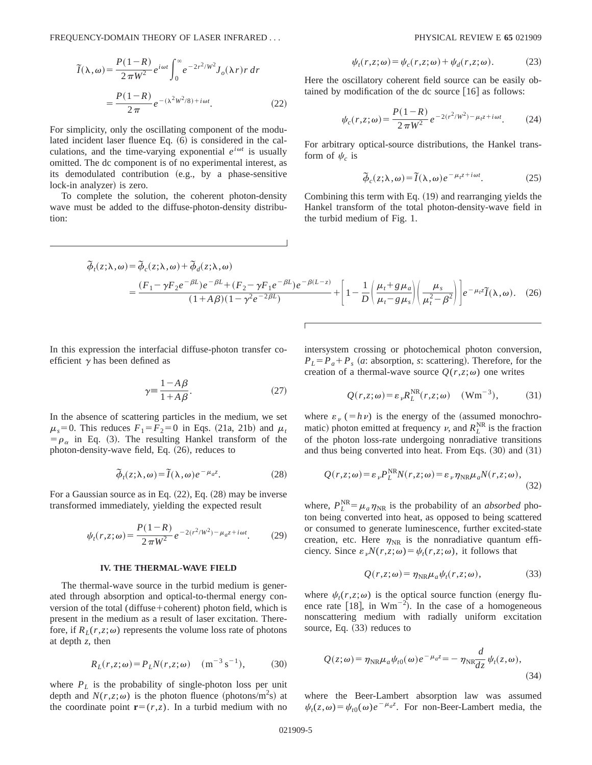$$\tilde{I}(\lambda,\omega) = \frac{P(1-R)}{2\pi W^2} e^{i\omega t} \int_0^\infty e^{-2r^2/W^2} J_o(\lambda r) r\, dr$$

$$= \frac{P(1-R)}{2\pi} e^{-(\lambda^2 W^2/8) + i\omega t}. \tag{22}$$

For simplicity, only the oscillating component of the modulated incident laser fluence Eq. (6) is considered in the calculations, and the time-varying exponential $e^{i\omega t}$ is usually omitted. The dc component is of no experimental interest, as its demodulated contribution (e.g., by a phase-sensitive lock-in analyzer) is zero.

To complete the solution, the coherent photon-density wave must be added to the diffuse-photon-density distribution:

$$\psi_t(r,z;\omega) = \psi_c(r,z;\omega) + \psi_d(r,z;\omega). \tag{23}$$

Here the oscillatory coherent field source can be easily obtained by modification of the dc source [16] as follows:

$$\psi_c(r,z;\omega) = \frac{P(1-R)}{2\pi W^2} e^{-2(r^2/W^2) - \mu_t z + i\omega t}. \tag{24}$$

For arbitrary optical-source distributions, the Hankel transform of $\psi_c$ is

$$\tilde{\phi}_c(z;\lambda,\omega) = \tilde{I}(\lambda,\omega) e^{-\mu_t z + i\omega t}. \tag{25}$$

Combining this term with Eq. (19) and rearranging yields the Hankel transform of the total photon-density-wave field in the turbid medium of Fig. 1.

$$\tilde{\phi}_t(z;\lambda,\omega) = \tilde{\phi}_c(z;\lambda,\omega) + \tilde{\phi}_d(z;\lambda,\omega)$$

$$= \frac{(F_1 - \gamma F_2 e^{-\beta L}) e^{-\beta L} + (F_2 - \gamma F_1 e^{-\beta L}) e^{-\beta(L-z)}}{(1 + A\beta)(1 - \gamma^2 e^{-2\beta L})} + \left[1 - \frac{1}{D}\left(\frac{\mu_t + g\mu_a}{\mu_t - g\mu_s}\right)\left(\frac{\mu_s}{\mu_t^2 - \beta^2}\right)\right] e^{-\mu_t z} \tilde{I}(\lambda,\omega). \tag{26}$$

In this expression the interfacial diffuse-photon transfer coefficient $\gamma$ has been defined as

$$\gamma \equiv \frac{1 - A\beta}{1 + A\beta}. \tag{27}$$

In the absence of scattering particles in the medium, we set $\mu_s = 0$. This reduces $F_1 = F_2 = 0$ in Eqs. (21a, 21b) and $\mu_t = \rho_\alpha$ in Eq. (3). The resulting Hankel transform of the photon-density-wave field, Eq. (26), reduces to

$$\tilde{\phi}_t(z;\lambda,\omega) = \tilde{I}(\lambda,\omega) e^{-\mu_a z}. \tag{28}$$

For a Gaussian source as in Eq. (22), Eq. (28) may be inverse transformed immediately, yielding the expected result

$$\psi_t(r,z;\omega) = \frac{P(1-R)}{2\pi W^2} e^{-2(r^2/W^2) - \mu_a z + i\omega t}. \tag{29}$$

## IV. THE THERMAL-WAVE FIELD

The thermal-wave source in the turbid medium is generated through absorption and optical-to-thermal energy conversion of the total (diffuse+coherent) photon field, which is present in the medium as a result of laser excitation. Therefore, if $R_L(r,z;\omega)$ represents the volume loss rate of photons at depth $z$, then

$$R_L(r,z;\omega) = P_L N(r,z;\omega) \quad (\mathrm{m}^{-3}\,\mathrm{s}^{-1}), \tag{30}$$

where $P_L$ is the probability of single-photon loss per unit depth and $N(r,z;\omega)$ is the photon fluence (photons/$\mathrm{m}^2$s) at the coordinate point $\mathbf{r} = (r,z)$. In a turbid medium with no intersystem crossing or photochemical photon conversion, $P_L = P_a + P_s$ ($a$: absorption, $s$: scattering). Therefore, for the creation of a thermal-wave source $Q(r,z;\omega)$ one writes

$$Q(r,z;\omega) = \varepsilon_\nu R_L^{\mathrm{NR}}(r,z;\omega) \quad (\mathrm{Wm}^{-3}), \tag{31}$$

where $\varepsilon_\nu$ $(= h\nu)$ is the energy of the (assumed monochromatic) photon emitted at frequency $\nu$, and $R_L^{\mathrm{NR}}$ is the fraction of the photon loss-rate undergoing nonradiative transitions and thus being converted into heat. From Eqs. (30) and (31)

$$Q(r,z;\omega) = \varepsilon_\nu P_L^{\mathrm{NR}} N(r,z;\omega) = \varepsilon_\nu \eta_{\mathrm{NR}} \mu_a N(r,z;\omega), \tag{32}$$

where, $P_L^{\mathrm{NR}} = \mu_a \eta_{\mathrm{NR}}$ is the probability of an *absorbed* photon being converted into heat, as opposed to being scattered or consumed to generate luminescence, further excited-state creation, etc. Here $\eta_{\mathrm{NR}}$ is the nonradiative quantum efficiency. Since $\varepsilon_\nu N(r,z;\omega) = \psi_t(r,z;\omega)$, it follows that

$$Q(r,z;\omega) = \eta_{\mathrm{NR}} \mu_a \psi_t(r,z;\omega), \tag{33}$$

where $\psi_t(r,z;\omega)$ is the optical source function (energy fluence rate [18], in $\mathrm{Wm}^{-2}$). In the case of a homogeneous nonscattering medium with radially uniform excitation source, Eq. (33) reduces to

$$Q(z;\omega) = \eta_{\mathrm{NR}} \mu_a \psi_{t0}(\omega) e^{-\mu_a z} = -\eta_{\mathrm{NR}} \frac{d}{dz} \psi_t(z,\omega), \tag{34}$$

where the Beer-Lambert absorption law was assumed $\psi_t(z,\omega) = \psi_{t0}(\omega) e^{-\mu_a z}$. For non-Beer-Lambert media, the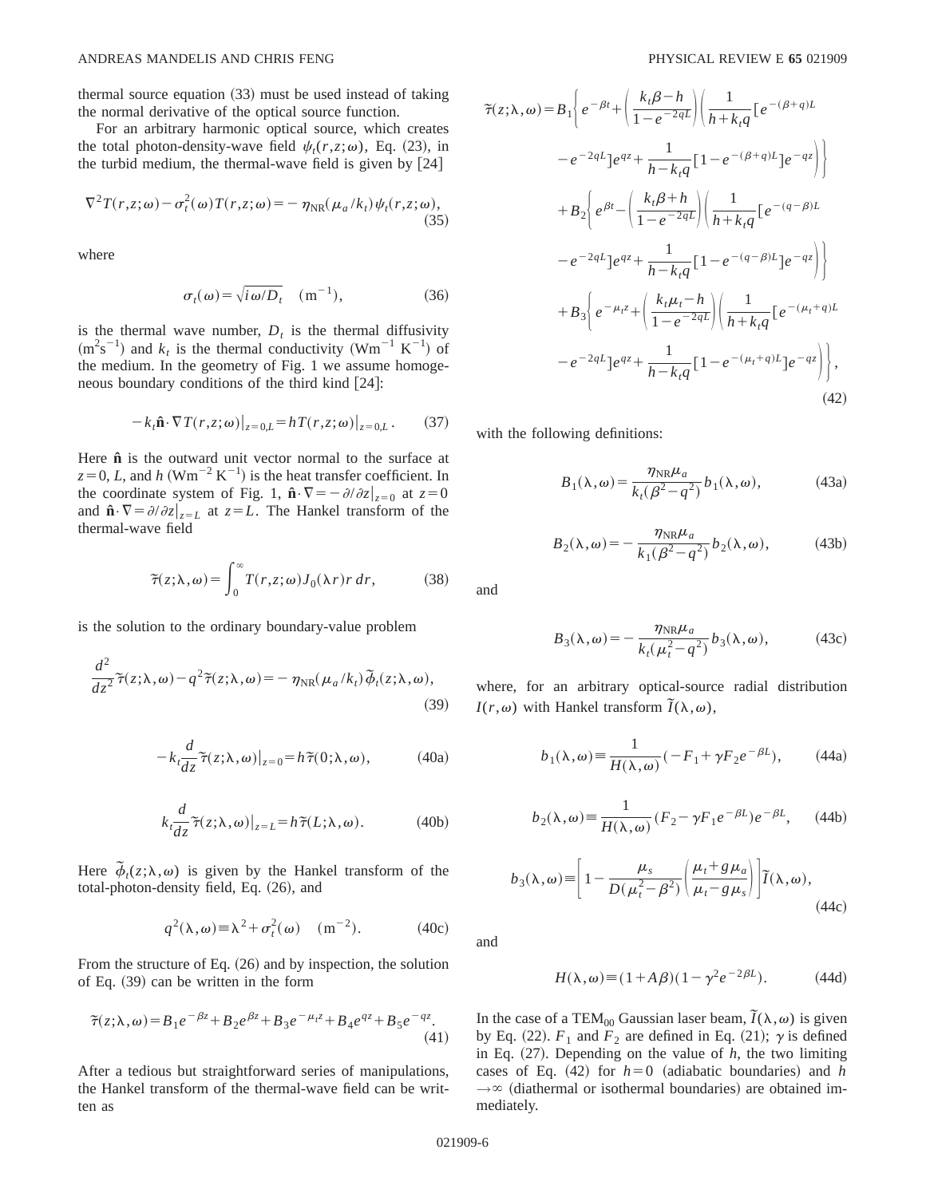thermal source equation (33) must be used instead of taking the normal derivative of the optical source function.

For an arbitrary harmonic optical source, which creates the total photon-density-wave field $\psi_t(r,z;\omega)$, Eq. (23), in the turbid medium, the thermal-wave field is given by [24]

$$\nabla^2 T(r,z;\omega) - \sigma_t^2(\omega) T(r,z;\omega) = -\eta_{\mathrm{NR}}(\mu_a/k_t)\psi_t(r,z;\omega), \tag{35}$$

where

$$\sigma_t(\omega) = \sqrt{i\omega/D_t} \quad (\mathrm{m}^{-1}), \tag{36}$$

is the thermal wave number, $D_t$ is the thermal diffusivity ($\mathrm{m^2 s^{-1}}$) and $k_t$ is the thermal conductivity ($\mathrm{Wm^{-1}\,K^{-1}}$) of the medium. In the geometry of Fig. 1 we assume homogeneous boundary conditions of the third kind [24]:

$$-k_t \hat{\mathbf{n}} \cdot \nabla T(r,z;\omega)|_{z=0,L} = hT(r,z;\omega)|_{z=0,L}. \tag{37}$$

Here $\hat{\mathbf{n}}$ is the outward unit vector normal to the surface at $z=0$, $L$, and $h$ ($\mathrm{Wm^{-2}\,K^{-1}}$) is the heat transfer coefficient. In the coordinate system of Fig. 1, $\hat{\mathbf{n}} \cdot \nabla = -\partial/\partial z|_{z=0}$ at $z=0$ and $\hat{\mathbf{n}} \cdot \nabla = \partial/\partial z|_{z=L}$ at $z=L$. The Hankel transform of the thermal-wave field

$$\tilde{\tau}(z;\lambda,\omega) = \int_0^\infty T(r,z;\omega) J_0(\lambda r) r\, dr, \tag{38}$$

is the solution to the ordinary boundary-value problem

$$\frac{d^2}{dz^2}\tilde{\tau}(z;\lambda,\omega) - q^2 \tilde{\tau}(z;\lambda,\omega) = -\eta_{\mathrm{NR}}(\mu_a/k_t)\tilde{\phi}_t(z;\lambda,\omega), \tag{39}$$

$$-k_t \frac{d}{dz}\tilde{\tau}(z;\lambda,\omega)|_{z=0} = h\tilde{\tau}(0;\lambda,\omega), \tag{40a}$$

$$k_t \frac{d}{dz}\tilde{\tau}(z;\lambda,\omega)|_{z=L} = h\tilde{\tau}(L;\lambda,\omega). \tag{40b}$$

Here $\tilde{\phi}_t(z;\lambda,\omega)$ is given by the Hankel transform of the total-photon-density field, Eq. (26), and

$$q^2(\lambda,\omega) \equiv \lambda^2 + \sigma_t^2(\omega) \quad (\mathrm{m}^{-2}). \tag{40c}$$

From the structure of Eq. (26) and by inspection, the solution of Eq. (39) can be written in the form

$$\tilde{\tau}(z;\lambda,\omega) = B_1 e^{-\beta z} + B_2 e^{\beta z} + B_3 e^{-\mu_t z} + B_4 e^{qz} + B_5 e^{-qz}. \tag{41}$$

After a tedious but straightforward series of manipulations, the Hankel transform of the thermal-wave field can be written as

$$\begin{aligned}
\tilde{\tau}(z;\lambda,\omega) = {} & B_1 \Bigg\{ e^{-\beta t} + \left(\frac{k_t\beta - h}{1-e^{-2qL}}\right)\left(\frac{1}{h+k_t q}[e^{-(\beta+q)L} \right. \\
& \left. - e^{-2qL}]e^{qz} + \frac{1}{h-k_t q}[1-e^{-(\beta+q)L}]e^{-qz}\right)\Bigg\} \\
& + B_2 \Bigg\{ e^{\beta t} - \left(\frac{k_t\beta + h}{1-e^{-2qL}}\right)\left(\frac{1}{h+k_t q}[e^{-(q-\beta)L} \right. \\
& \left. - e^{-2qL}]e^{qz} + \frac{1}{h-k_t q}[1-e^{-(q-\beta)L}]e^{-qz}\right)\Bigg\} \\
& + B_3 \Bigg\{ e^{-\mu_t z} + \left(\frac{k_t\mu_t - h}{1-e^{-2qL}}\right)\left(\frac{1}{h+k_t q}[e^{-(\mu_t+q)L} \right. \\
& \left. - e^{-2qL}]e^{qz} + \frac{1}{h-k_t q}[1-e^{-(\mu_t+q)L}]e^{-qz}\right)\Bigg\},
\end{aligned} \tag{42}$$

with the following definitions:

$$B_1(\lambda,\omega) = \frac{\eta_{\mathrm{NR}}\mu_a}{k_t(\beta^2 - q^2)} b_1(\lambda,\omega), \tag{43a}$$

$$B_2(\lambda,\omega) = -\frac{\eta_{\mathrm{NR}}\mu_a}{k_1(\beta^2 - q^2)} b_2(\lambda,\omega), \tag{43b}$$

and

$$B_3(\lambda,\omega) = -\frac{\eta_{\mathrm{NR}}\mu_a}{k_t(\mu_t^2 - q^2)} b_3(\lambda,\omega), \tag{43c}$$

where, for an arbitrary optical-source radial distribution $I(r,\omega)$ with Hankel transform $\tilde{I}(\lambda,\omega)$,

$$b_1(\lambda,\omega) \equiv \frac{1}{H(\lambda,\omega)}(-F_1 + \gamma F_2 e^{-\beta L}), \tag{44a}$$

$$b_2(\lambda,\omega) \equiv \frac{1}{H(\lambda,\omega)}(F_2 - \gamma F_1 e^{-\beta L})e^{-\beta L}, \tag{44b}$$

$$b_3(\lambda,\omega) \equiv \left[1 - \frac{\mu_s}{D(\mu_t^2 - \beta^2)}\left(\frac{\mu_t + g\mu_a}{\mu_t - g\mu_s}\right)\right]\tilde{I}(\lambda,\omega), \tag{44c}$$

and

$$H(\lambda,\omega) \equiv (1 + A\beta)(1 - \gamma^2 e^{-2\beta L}). \tag{44d}$$

In the case of a $\mathrm{TEM}_{00}$ Gaussian laser beam, $\tilde{I}(\lambda,\omega)$ is given by Eq. (22). $F_1$ and $F_2$ are defined in Eq. (21); $\gamma$ is defined in Eq. (27). Depending on the value of $h$, the two limiting cases of Eq. (42) for $h=0$ (adiabatic boundaries) and $h \to \infty$ (diathermal or isothermal boundaries) are obtained immediately.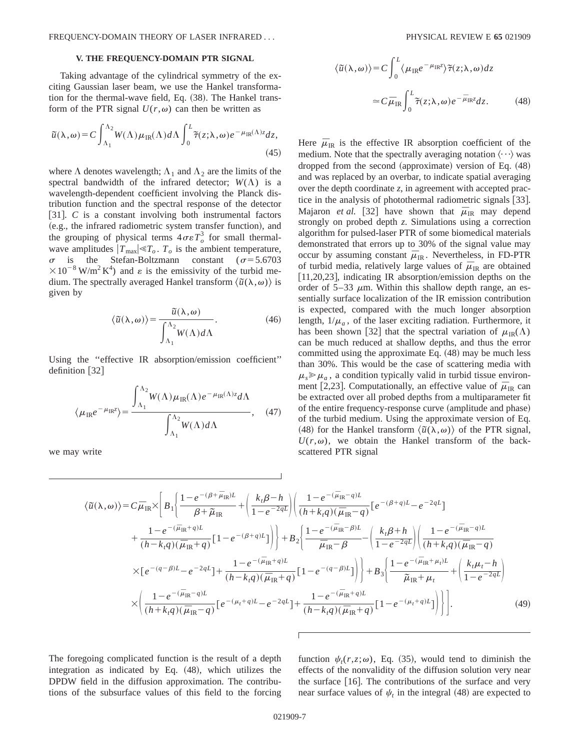## V. THE FREQUENCY-DOMAIN PTR SIGNAL

Taking advantage of the cylindrical symmetry of the exciting Gaussian laser beam, we use the Hankel transformation for the thermal-wave field, Eq. (38). The Hankel transform of the PTR signal $U(r,\omega)$ can then be written as

$$\tilde{u}(\lambda,\omega)=C\int_{\Lambda_1}^{\Lambda_2}W(\Lambda)\mu_{\mathrm{IR}}(\Lambda)d\Lambda\int_0^L\tilde{\tau}(z;\lambda,\omega)e^{-\mu_{\mathrm{IR}}(\Lambda)z}dz, \tag{45}$$

where $\Lambda$ denotes wavelength; $\Lambda_1$ and $\Lambda_2$ are the limits of the spectral bandwidth of the infrared detector; $W(\Lambda)$ is a wavelength-dependent coefficient involving the Planck distribution function and the spectral response of the detector [31]. $C$ is a constant involving both instrumental factors (e.g., the infrared radiometric system transfer function), and the grouping of physical terms $4\sigma\varepsilon T_o^3$ for small thermal-wave amplitudes $|T_{\max}|\ll T_o$. $T_o$ is the ambient temperature, $\sigma$ is the Stefan-Boltzmann constant ($\sigma=5.6703\times10^{-8}\,\mathrm{W/m^2\,K^4}$) and $\varepsilon$ is the emissivity of the turbid medium. The spectrally averaged Hankel transform $\langle\tilde{u}(\lambda,\omega)\rangle$ is given by

$$\langle\tilde{u}(\lambda,\omega)\rangle=\frac{\tilde{u}(\lambda,\omega)}{\int_{\Lambda_1}^{\Lambda_2}W(\Lambda)d\Lambda}. \tag{46}$$

Using the "effective IR absorption/emission coefficient" definition [32]

$$\langle\mu_{\mathrm{IR}}e^{-\mu_{\mathrm{IR}}z}\rangle=\frac{\int_{\Lambda_1}^{\Lambda_2}W(\Lambda)\mu_{\mathrm{IR}}(\Lambda)e^{-\mu_{\mathrm{IR}}(\Lambda)z}d\Lambda}{\int_{\Lambda_1}^{\Lambda_2}W(\Lambda)d\Lambda}, \tag{47}$$

we may write

$$\langle\tilde{u}(\lambda,\omega)\rangle=C\int_0^L\langle\mu_{\mathrm{IR}}e^{-\mu_{\mathrm{IR}}z}\rangle\tilde{\tau}(z;\lambda,\omega)dz \simeq C\bar{\mu}_{\mathrm{IR}}\int_0^L\tilde{\tau}(z;\lambda,\omega)e^{-\bar{\mu}_{\mathrm{IR}}z}dz. \tag{48}$$

Here $\bar{\mu}_{\mathrm{IR}}$ is the effective IR absorption coefficient of the medium. Note that the spectrally averaging notation $\langle\cdots\rangle$ was dropped from the second (approximate) version of Eq. (48) and was replaced by an overbar, to indicate spatial averaging over the depth coordinate $z$, in agreement with accepted practice in the analysis of photothermal radiometric signals [33]. Majaron *et al.* [32] have shown that $\bar{\mu}_{\mathrm{IR}}$ may depend strongly on probed depth $z$. Simulations using a correction algorithm for pulsed-laser PTR of some biomedical materials demonstrated that errors up to 30% of the signal value may occur by assuming constant $\bar{\mu}_{\mathrm{IR}}$. Nevertheless, in FD-PTR of turbid media, relatively large values of $\bar{\mu}_{\mathrm{IR}}$ are obtained [11,20,23], indicating IR absorption/emission depths on the order of 5–33 $\mu$m. Within this shallow depth range, an essentially surface localization of the IR emission contribution is expected, compared with the much longer absorption length, $1/\mu_a$, of the laser exciting radiation. Furthermore, it has been shown [32] that the spectral variation of $\mu_{\mathrm{IR}}(\Lambda)$ can be much reduced at shallow depths, and thus the error committed using the approximate Eq. (48) may be much less than 30%. This would be the case of scattering media with $\mu_s\gg\mu_a$, a condition typically valid in turbid tissue environment [2,23]. Computationally, an effective value of $\bar{\mu}_{\mathrm{IR}}$ can be extracted over all probed depths from a multiparameter fit of the entire frequency-response curve (amplitude and phase) of the turbid medium. Using the approximate version of Eq. (48) for the Hankel transform $\langle\tilde{u}(\lambda,\omega)\rangle$ of the PTR signal, $U(r,\omega)$, we obtain the Hankel transform of the backscattered PTR signal

$$\begin{aligned}
\langle\tilde{u}(\lambda,\omega)\rangle=C\bar{\mu}_{\mathrm{IR}}\times\Bigg[&B_1\Bigg\{\frac{1-e^{-(\beta+\bar{\mu}_{\mathrm{IR}})L}}{\beta+\tilde{\mu}_{\mathrm{IR}}}+\left(\frac{k_t\beta-h}{1-e^{-2qL}}\right)\Bigg(\frac{1-e^{-(\bar{\mu}_{\mathrm{IR}}-q)L}}{(h+k_tq)(\bar{\mu}_{\mathrm{IR}}-q)}[e^{-(\beta+q)L}-e^{-2qL}]\\
&+\frac{1-e^{-(\bar{\mu}_{\mathrm{IR}}+q)L}}{(h-k_tq)(\bar{\mu}_{\mathrm{IR}}+q)}[1-e^{-(\beta+q)L}]\Bigg)\Bigg\}+B_2\Bigg\{\frac{1-e^{-(\bar{\mu}_{\mathrm{IR}}-\beta)L}}{\bar{\mu}_{\mathrm{IR}}-\beta}-\left(\frac{k_t\beta+h}{1-e^{-2qL}}\right)\Bigg(\frac{1-e^{-(\bar{\mu}_{\mathrm{IR}}-q)L}}{(h+k_tq)(\bar{\mu}_{\mathrm{IR}}-q)}\\
&\times[e^{-(q-\beta)L}-e^{-2qL}]+\frac{1-e^{-(\bar{\mu}_{\mathrm{IR}}+q)L}}{(h-k_tq)(\bar{\mu}_{\mathrm{IR}}+q)}[1-e^{-(q-\beta)L}]\Bigg)\Bigg\}+B_3\Bigg\{\frac{1-e^{-(\bar{\mu}_{\mathrm{IR}}+\mu_t)L}}{\tilde{\mu}_{\mathrm{IR}}+\mu_t}+\left(\frac{k_t\mu_t-h}{1-e^{-2qL}}\right)\\
&\times\Bigg(\frac{1-e^{-(\bar{\mu}_{\mathrm{IR}}-q)L}}{(h+k_tq)(\bar{\mu}_{\mathrm{IR}}-q)}[e^{-(\mu_t+q)L}-e^{-2qL}]+\frac{1-e^{-(\bar{\mu}_{\mathrm{IR}}+q)L}}{(h-k_tq)(\bar{\mu}_{\mathrm{IR}}+q)}[1-e^{-(\mu_t+q)L}]\Bigg)\Bigg\}\Bigg].
\end{aligned} \tag{49}$$

The foregoing complicated function is the result of a depth integration as indicated by Eq. (48), which utilizes the DPDW field in the diffusion approximation. The contributions of the subsurface values of this field to the forcing function $\psi_t(r,z;\omega)$, Eq. (35), would tend to diminish the effects of the nonvalidity of the diffusion solution very near the surface [16]. The contributions of the surface and very near surface values of $\psi_t$ in the integral (48) are expected to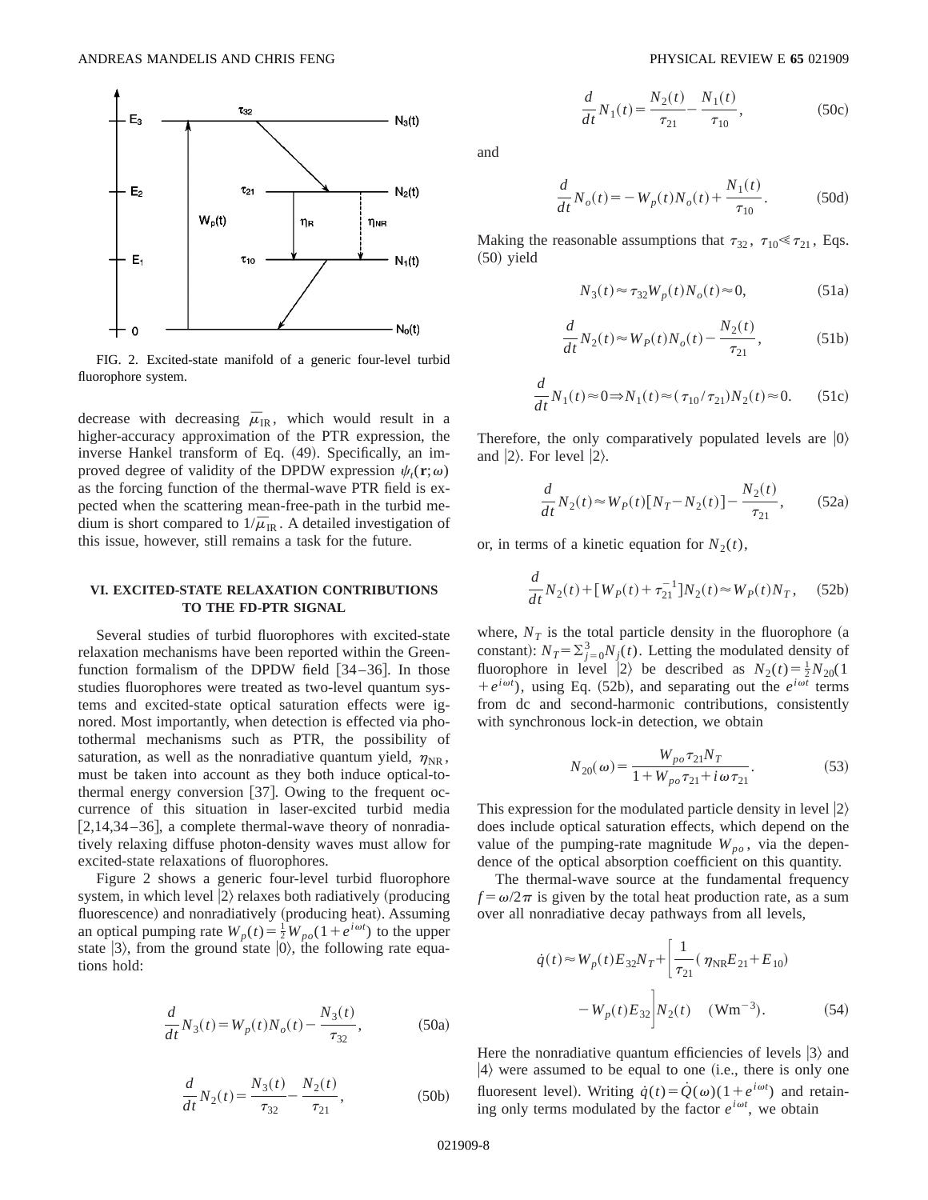FIG. 2. Excited-state manifold of a generic four-level turbid fluorophore system.

decrease with decreasing $\bar{\mu}_{\mathrm{IR}}$, which would result in a higher-accuracy approximation of the PTR expression, the inverse Hankel transform of Eq. (49). Specifically, an improved degree of validity of the DPDW expression $\psi_t(\mathbf{r};\omega)$ as the forcing function of the thermal-wave PTR field is expected when the scattering mean-free-path in the turbid medium is short compared to $1/\bar{\mu}_{\mathrm{IR}}$. A detailed investigation of this issue, however, still remains a task for the future.

## VI. EXCITED-STATE RELAXATION CONTRIBUTIONS TO THE FD-PTR SIGNAL

Several studies of turbid fluorophores with excited-state relaxation mechanisms have been reported within the Green-function formalism of the DPDW field [34–36]. In those studies fluorophores were treated as two-level quantum systems and excited-state optical saturation effects were ignored. Most importantly, when detection is effected via photothermal mechanisms such as PTR, the possibility of saturation, as well as the nonradiative quantum yield, $\eta_{\mathrm{NR}}$, must be taken into account as they both induce optical-to-thermal energy conversion [37]. Owing to the frequent occurrence of this situation in laser-excited turbid media [2,14,34–36], a complete thermal-wave theory of nonradiatively relaxing diffuse photon-density waves must allow for excited-state relaxations of fluorophores.

Figure 2 shows a generic four-level turbid fluorophore system, in which level $|2\rangle$ relaxes both radiatively (producing fluorescence) and nonradiatively (producing heat). Assuming an optical pumping rate $W_p(t)=\frac{1}{2}W_{po}(1+e^{i\omega t})$ to the upper state $|3\rangle$, from the ground state $|0\rangle$, the following rate equations hold:

$$\frac{d}{dt}N_3(t)=W_p(t)N_o(t)-\frac{N_3(t)}{\tau_{32}}, \tag{50a}$$

$$\frac{d}{dt}N_2(t)=\frac{N_3(t)}{\tau_{32}}-\frac{N_2(t)}{\tau_{21}}, \tag{50b}$$

$$\frac{d}{dt}N_1(t)=\frac{N_2(t)}{\tau_{21}}-\frac{N_1(t)}{\tau_{10}}, \tag{50c}$$

and

$$\frac{d}{dt}N_o(t)=-W_p(t)N_o(t)+\frac{N_1(t)}{\tau_{10}}. \tag{50d}$$

Making the reasonable assumptions that $\tau_{32},\ \tau_{10}\ll\tau_{21}$, Eqs. (50) yield

$$N_3(t)\approx\tau_{32}W_p(t)N_o(t)\approx 0, \tag{51a}$$

$$\frac{d}{dt}N_2(t)\approx W_P(t)N_o(t)-\frac{N_2(t)}{\tau_{21}}, \tag{51b}$$

$$\frac{d}{dt}N_1(t)\approx 0\Rightarrow N_1(t)\approx(\tau_{10}/\tau_{21})N_2(t)\approx 0. \tag{51c}$$

Therefore, the only comparatively populated levels are $|0\rangle$ and $|2\rangle$. For level $|2\rangle$.

$$\frac{d}{dt}N_2(t)\approx W_P(t)[N_T-N_2(t)]-\frac{N_2(t)}{\tau_{21}}, \tag{52a}$$

or, in terms of a kinetic equation for $N_2(t)$,

$$\frac{d}{dt}N_2(t)+[W_P(t)+\tau_{21}^{-1}]N_2(t)\approx W_P(t)N_T, \tag{52b}$$

where, $N_T$ is the total particle density in the fluorophore (a constant): $N_T=\Sigma_{j=0}^{3}N_j(t)$. Letting the modulated density of fluorophore in level $|2\rangle$ be described as $N_2(t)=\frac{1}{2}N_{20}(1+e^{i\omega t})$, using Eq. (52b), and separating out the $e^{i\omega t}$ terms from dc and second-harmonic contributions, consistently with synchronous lock-in detection, we obtain

$$N_{20}(\omega)=\frac{W_{po}\tau_{21}N_T}{1+W_{po}\tau_{21}+i\omega\tau_{21}}. \tag{53}$$

This expression for the modulated particle density in level $|2\rangle$ does include optical saturation effects, which depend on the value of the pumping-rate magnitude $W_{po}$, via the dependence of the optical absorption coefficient on this quantity.

The thermal-wave source at the fundamental frequency $f=\omega/2\pi$ is given by the total heat production rate, as a sum over all nonradiative decay pathways from all levels,

$$\dot{q}(t)\approx W_p(t)E_{32}N_T+\left[\frac{1}{\tau_{21}}(\eta_{\mathrm{NR}}E_{21}+E_{10})-W_p(t)E_{32}\right]N_2(t)\quad(\mathrm{Wm}^{-3}). \tag{54}$$

Here the nonradiative quantum efficiencies of levels $|3\rangle$ and $|4\rangle$ were assumed to be equal to one (i.e., there is only one fluoresent level). Writing $\dot{q}(t)=\dot{Q}(\omega)(1+e^{i\omega t})$ and retaining only terms modulated by the factor $e^{i\omega t}$, we obtain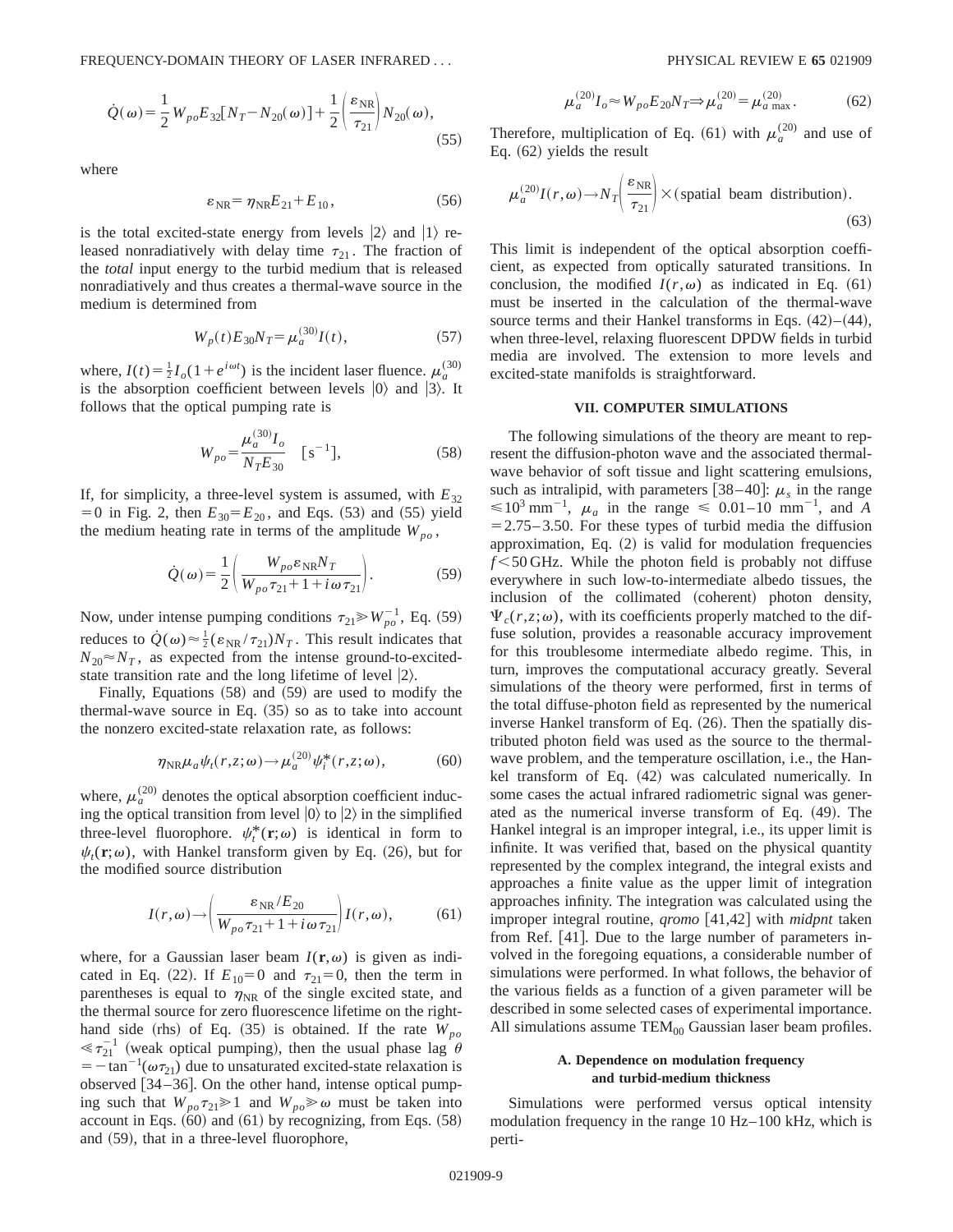$$\dot{Q}(\omega)=\frac{1}{2}W_{po}E_{32}[N_T-N_{20}(\omega)]+\frac{1}{2}\left(\frac{\varepsilon_{\mathrm{NR}}}{\tau_{21}}\right)N_{20}(\omega), \tag{55}$$

where

$$\varepsilon_{\mathrm{NR}}=\eta_{\mathrm{NR}}E_{21}+E_{10}, \tag{56}$$

is the total excited-state energy from levels $|2\rangle$ and $|1\rangle$ released nonradiatively with delay time $\tau_{21}$. The fraction of the *total* input energy to the turbid medium that is released nonradiatively and thus creates a thermal-wave source in the medium is determined from

$$W_p(t)E_{30}N_T=\mu_a^{(30)}I(t), \tag{57}$$

where, $I(t)=\frac{1}{2}I_o(1+e^{i\omega t})$ is the incident laser fluence. $\mu_a^{(30)}$ is the absorption coefficient between levels $|0\rangle$ and $|3\rangle$. It follows that the optical pumping rate is

$$W_{po}=\frac{\mu_a^{(30)}I_o}{N_TE_{30}}\quad[\mathrm{s}^{-1}], \tag{58}$$

If, for simplicity, a three-level system is assumed, with $E_{32}=0$ in Fig. 2, then $E_{30}=E_{20}$, and Eqs. (53) and (55) yield the medium heating rate in terms of the amplitude $W_{po}$,

$$\dot{Q}(\omega)=\frac{1}{2}\left(\frac{W_{po}\varepsilon_{\mathrm{NR}}N_T}{W_{po}\tau_{21}+1+i\omega\tau_{21}}\right). \tag{59}$$

Now, under intense pumping conditions $\tau_{21}\gg W_{po}^{-1}$, Eq. (59) reduces to $\dot{Q}(\omega)\approx\frac{1}{2}(\varepsilon_{\mathrm{NR}}/\tau_{21})N_T$. This result indicates that $N_{20}\approx N_T$, as expected from the intense ground-to-excited-state transition rate and the long lifetime of level $|2\rangle$.

Finally, Equations (58) and (59) are used to modify the thermal-wave source in Eq. (35) so as to take into account the nonzero excited-state relaxation rate, as follows:

$$\eta_{\mathrm{NR}}\mu_a\psi_t(r,z;\omega)\rightarrow\mu_a^{(20)}\psi_i^*(r,z;\omega), \tag{60}$$

where, $\mu_a^{(20)}$ denotes the optical absorption coefficient inducing the optical transition from level $|0\rangle$ to $|2\rangle$ in the simplified three-level fluorophore. $\psi_t^*(\mathbf{r};\omega)$ is identical in form to $\psi_t(\mathbf{r};\omega)$, with Hankel transform given by Eq. (26), but for the modified source distribution

$$I(r,\omega)\rightarrow\left(\frac{\varepsilon_{\mathrm{NR}}/E_{20}}{W_{po}\tau_{21}+1+i\omega\tau_{21}}\right)I(r,\omega), \tag{61}$$

where, for a Gaussian laser beam $I(\mathbf{r},\omega)$ is given as indicated in Eq. (22). If $E_{10}=0$ and $\tau_{21}=0$, then the term in parentheses is equal to $\eta_{\mathrm{NR}}$ of the single excited state, and the thermal source for zero fluorescence lifetime on the right-hand side (rhs) of Eq. (35) is obtained. If the rate $W_{po}\ll\tau_{21}^{-1}$ (weak optical pumping), then the usual phase lag $\theta=-\tan^{-1}(\omega\tau_{21})$ due to unsaturated excited-state relaxation is observed [34–36]. On the other hand, intense optical pumping such that $W_{po}\tau_{21}\gg1$ and $W_{po}\gg\omega$ must be taken into account in Eqs. (60) and (61) by recognizing, from Eqs. (58) and (59), that in a three-level fluorophore,

$$\mu_a^{(20)}I_o\approx W_{po}E_{20}N_T\Rightarrow\mu_a^{(20)}=\mu_{a\,\max}^{(20)}. \tag{62}$$

Therefore, multiplication of Eq. (61) with $\mu_a^{(20)}$ and use of Eq. (62) yields the result

$$\mu_a^{(20)}I(r,\omega)\rightarrow N_T\left(\frac{\varepsilon_{\mathrm{NR}}}{\tau_{21}}\right)\times(\text{spatial beam distribution}). \tag{63}$$

This limit is independent of the optical absorption coefficient, as expected from optically saturated transitions. In conclusion, the modified $I(r,\omega)$ as indicated in Eq. (61) must be inserted in the calculation of the thermal-wave source terms and their Hankel transforms in Eqs. (42)–(44), when three-level, relaxing fluorescent DPDW fields in turbid media are involved. The extension to more levels and excited-state manifolds is straightforward.

## VII. COMPUTER SIMULATIONS

The following simulations of the theory are meant to represent the diffusion-photon wave and the associated thermal-wave behavior of soft tissue and light scattering emulsions, such as intralipid, with parameters [38–40]: $\mu_s$ in the range $\leqslant10^3\,\mathrm{mm}^{-1}$, $\mu_a$ in the range $\leqslant$ 0.01–10 $\mathrm{mm}^{-1}$, and $A=2.75$–3.50. For these types of turbid media the diffusion approximation, Eq. (2) is valid for modulation frequencies $f<50\,\mathrm{GHz}$. While the photon field is probably not diffuse everywhere in such low-to-intermediate albedo tissues, the inclusion of the collimated (coherent) photon density, $\Psi_c(r,z;\omega)$, with its coefficients properly matched to the diffuse solution, provides a reasonable accuracy improvement for this troublesome intermediate albedo regime. This, in turn, improves the computational accuracy greatly. Several simulations of the theory were performed, first in terms of the total diffuse-photon field as represented by the numerical inverse Hankel transform of Eq. (26). Then the spatially distributed photon field was used as the source to the thermal-wave problem, and the temperature oscillation, i.e., the Hankel transform of Eq. (42) was calculated numerically. In some cases the actual infrared radiometric signal was generated as the numerical inverse transform of Eq. (49). The Hankel integral is an improper integral, i.e., its upper limit is infinite. It was verified that, based on the physical quantity represented by the complex integrand, the integral exists and approaches a finite value as the upper limit of integration approaches infinity. The integration was calculated using the improper integral routine, *qromo* [41,42] with *midpnt* taken from Ref. [41]. Due to the large number of parameters involved in the foregoing equations, a considerable number of simulations were performed. In what follows, the behavior of the various fields as a function of a given parameter will be described in some selected cases of experimental importance. All simulations assume $\mathrm{TEM}_{00}$ Gaussian laser beam profiles.

### A. Dependence on modulation frequency and turbid-medium thickness

Simulations were performed versus optical intensity modulation frequency in the range 10 Hz–100 kHz, which is perti-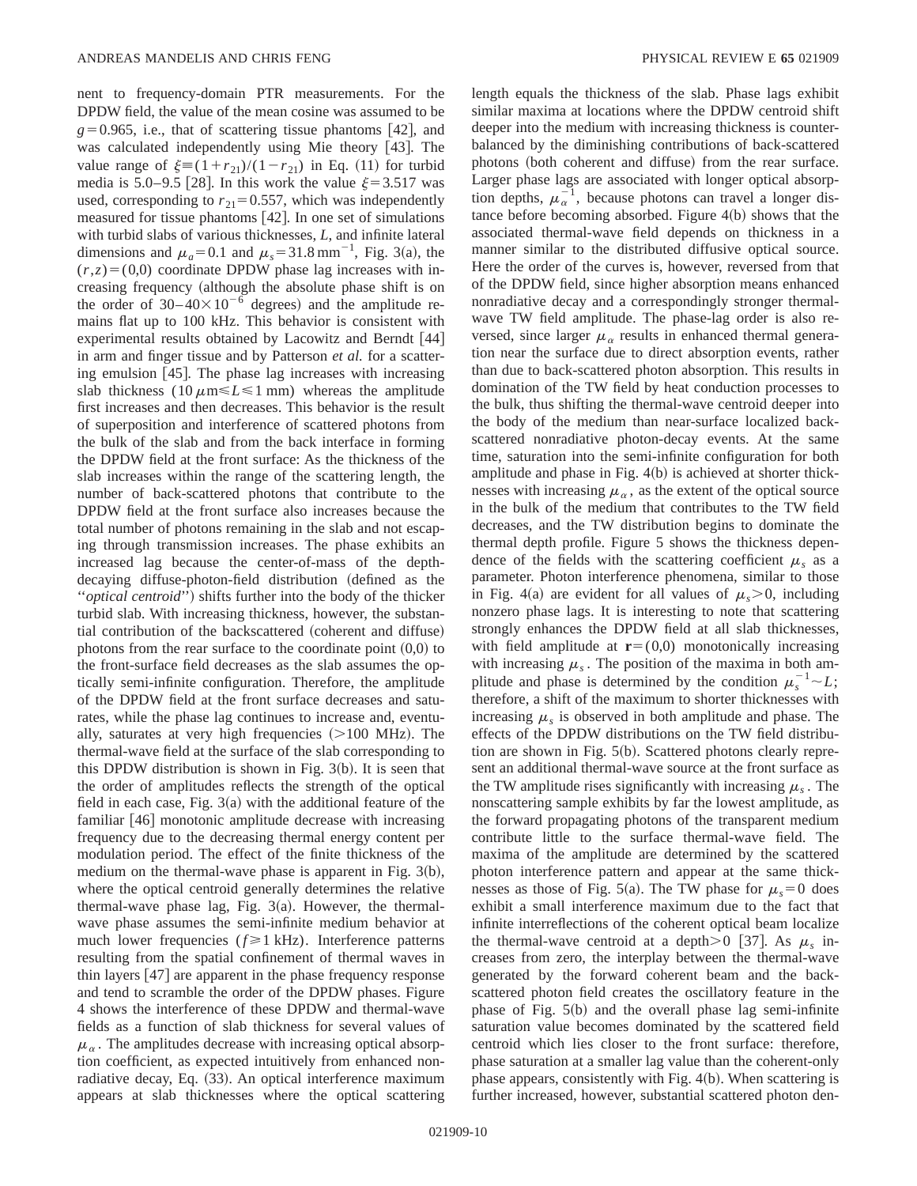nent to frequency-domain PTR measurements. For the DPDW field, the value of the mean cosine was assumed to be $g = 0.965$, i.e., that of scattering tissue phantoms [42], and was calculated independently using Mie theory [43]. The value range of $\xi \equiv (1 + r_{21})/(1 - r_{21})$ in Eq. (11) for turbid media is 5.0–9.5 [28]. In this work the value $\xi = 3.517$ was used, corresponding to $r_{21} = 0.557$, which was independently measured for tissue phantoms [42]. In one set of simulations with turbid slabs of various thicknesses, $L$, and infinite lateral dimensions and $\mu_a = 0.1$ and $\mu_s = 31.8\ \mathrm{mm}^{-1}$, Fig. 3(a), the $(r,z) = (0,0)$ coordinate DPDW phase lag increases with increasing frequency (although the absolute phase shift is on the order of $30$–$40 \times 10^{-6}$ degrees) and the amplitude remains flat up to 100 kHz. This behavior is consistent with experimental results obtained by Lacowitz and Berndt [44] in arm and finger tissue and by Patterson *et al.* for a scattering emulsion [45]. The phase lag increases with increasing slab thickness ($10\ \mu\mathrm{m} \leq L \leq 1\ \mathrm{mm}$) whereas the amplitude first increases and then decreases. This behavior is the result of superposition and interference of scattered photons from the bulk of the slab and from the back interface in forming the DPDW field at the front surface: As the thickness of the slab increases within the range of the scattering length, the number of back-scattered photons that contribute to the DPDW field at the front surface also increases because the total number of photons remaining in the slab and not escaping through transmission increases. The phase exhibits an increased lag because the center-of-mass of the depth-decaying diffuse-photon-field distribution (defined as the "*optical centroid*") shifts further into the body of the thicker turbid slab. With increasing thickness, however, the substantial contribution of the backscattered (coherent and diffuse) photons from the rear surface to the coordinate point (0,0) to the front-surface field decreases as the slab assumes the optically semi-infinite configuration. Therefore, the amplitude of the DPDW field at the front surface decreases and saturates, while the phase lag continues to increase and, eventually, saturates at very high frequencies (>100 MHz). The thermal-wave field at the surface of the slab corresponding to this DPDW distribution is shown in Fig. 3(b). It is seen that the order of amplitudes reflects the strength of the optical field in each case, Fig. 3(a) with the additional feature of the familiar [46] monotonic amplitude decrease with increasing frequency due to the decreasing thermal energy content per modulation period. The effect of the finite thickness of the medium on the thermal-wave phase is apparent in Fig. 3(b), where the optical centroid generally determines the relative thermal-wave phase lag, Fig. 3(a). However, the thermal-wave phase assumes the semi-infinite medium behavior at much lower frequencies ($f \geq 1$ kHz). Interference patterns resulting from the spatial confinement of thermal waves in thin layers [47] are apparent in the phase frequency response and tend to scramble the order of the DPDW phases. Figure 4 shows the interference of these DPDW and thermal-wave fields as a function of slab thickness for several values of $\mu_\alpha$. The amplitudes decrease with increasing optical absorption coefficient, as expected intuitively from enhanced nonradiative decay, Eq. (33). An optical interference maximum appears at slab thicknesses where the optical scattering length equals the thickness of the slab. Phase lags exhibit similar maxima at locations where the DPDW centroid shift deeper into the medium with increasing thickness is counterbalanced by the diminishing contributions of back-scattered photons (both coherent and diffuse) from the rear surface. Larger phase lags are associated with longer optical absorption depths, $\mu_\alpha^{-1}$, because photons can travel a longer distance before becoming absorbed. Figure 4(b) shows that the associated thermal-wave field depends on thickness in a manner similar to the distributed diffusive optical source. Here the order of the curves is, however, reversed from that of the DPDW field, since higher absorption means enhanced nonradiative decay and a correspondingly stronger thermal-wave TW field amplitude. The phase-lag order is also reversed, since larger $\mu_\alpha$ results in enhanced thermal generation near the surface due to direct absorption events, rather than due to back-scattered photon absorption. This results in domination of the TW field by heat conduction processes to the bulk, thus shifting the thermal-wave centroid deeper into the body of the medium than near-surface localized back-scattered nonradiative photon-decay events. At the same time, saturation into the semi-infinite configuration for both amplitude and phase in Fig. 4(b) is achieved at shorter thicknesses with increasing $\mu_\alpha$, as the extent of the optical source in the bulk of the medium that contributes to the TW field decreases, and the TW distribution begins to dominate the thermal depth profile. Figure 5 shows the thickness dependence of the fields with the scattering coefficient $\mu_s$ as a parameter. Photon interference phenomena, similar to those in Fig. 4(a) are evident for all values of $\mu_s > 0$, including nonzero phase lags. It is interesting to note that scattering strongly enhances the DPDW field at all slab thicknesses, with field amplitude at $\mathbf{r} = (0,0)$ monotonically increasing with increasing $\mu_s$. The position of the maxima in both amplitude and phase is determined by the condition $\mu_s^{-1} \sim L$; therefore, a shift of the maximum to shorter thicknesses with increasing $\mu_s$ is observed in both amplitude and phase. The effects of the DPDW distributions on the TW field distribution are shown in Fig. 5(b). Scattered photons clearly represent an additional thermal-wave source at the front surface as the TW amplitude rises significantly with increasing $\mu_s$. The nonscattering sample exhibits by far the lowest amplitude, as the forward propagating photons of the transparent medium contribute little to the surface thermal-wave field. The maxima of the amplitude are determined by the scattered photon interference pattern and appear at the same thicknesses as those of Fig. 5(a). The TW phase for $\mu_s = 0$ does exhibit a small interference maximum due to the fact that infinite interreflections of the coherent optical beam localize the thermal-wave centroid at a depth>0 [37]. As $\mu_s$ increases from zero, the interplay between the thermal-wave generated by the forward coherent beam and the back-scattered photon field creates the oscillatory feature in the phase of Fig. 5(b) and the overall phase lag semi-infinite saturation value becomes dominated by the scattered field centroid which lies closer to the front surface: therefore, phase saturation at a smaller lag value than the coherent-only phase appears, consistently with Fig. 4(b). When scattering is further increased, however, substantial scattered photon den-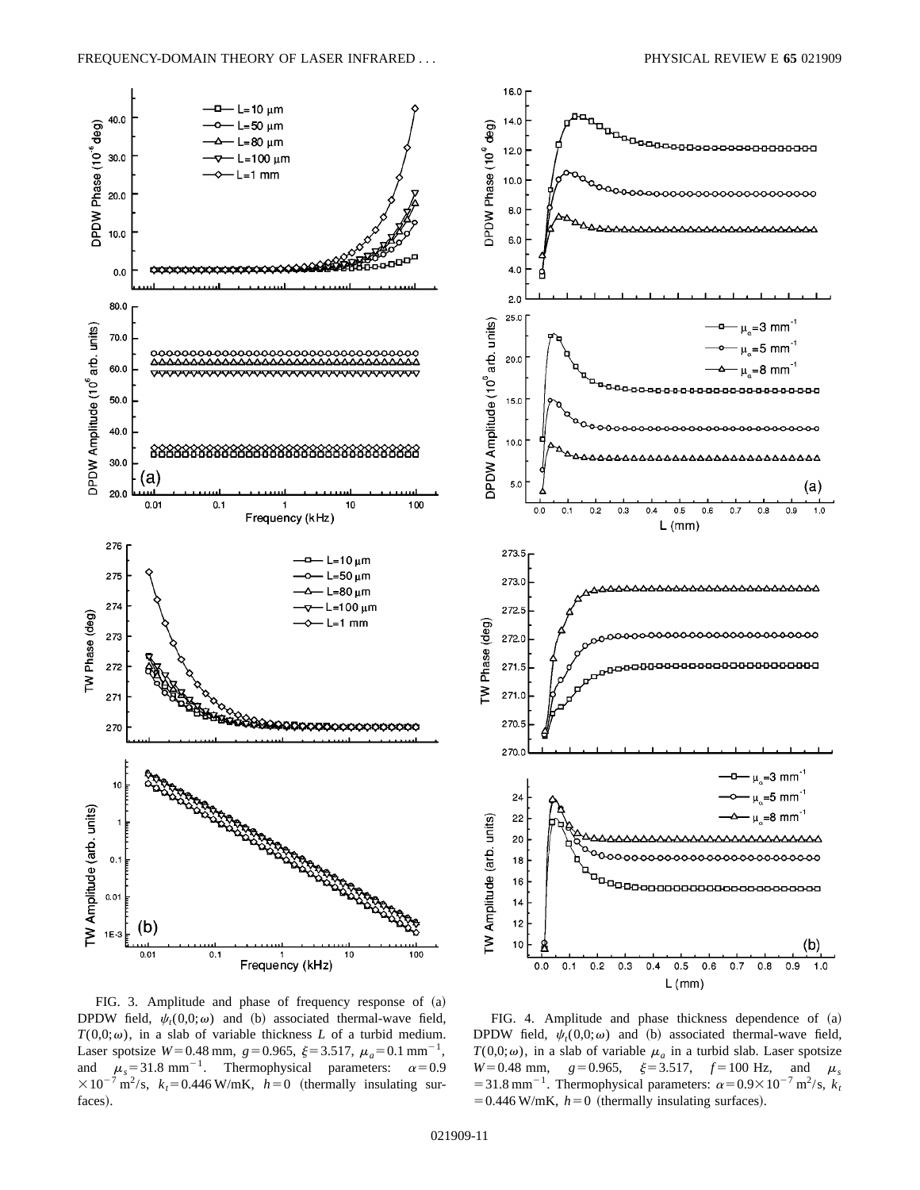FIG. 3. Amplitude and phase of frequency response of (a) DPDW field, $\psi_t(0,0;\omega)$ and (b) associated thermal-wave field, $T(0,0;\omega)$, in a slab of variable thickness $L$ of a turbid medium. Laser spotsize $W = 0.48$ mm, $g = 0.965$, $\xi = 3.517$, $\mu_a = 0.1\ \mathrm{mm}^{-1}$, and $\mu_s = 31.8\ \mathrm{mm}^{-1}$. Thermophysical parameters: $\alpha = 0.9 \times 10^{-7}\ \mathrm{m}^2/\mathrm{s}$, $k_t = 0.446$ W/mK, $h = 0$ (thermally insulating surfaces).

FIG. 4. Amplitude and phase thickness dependence of (a) DPDW field, $\psi_t(0,0;\omega)$ and (b) associated thermal-wave field, $T(0,0;\omega)$, in a slab of variable $\mu_a$ in a turbid slab. Laser spotsize $W = 0.48$ mm, $g = 0.965$, $\xi = 3.517$, $f = 100$ Hz, and $\mu_s = 31.8\ \mathrm{mm}^{-1}$. Thermophysical parameters: $\alpha = 0.9 \times 10^{-7}\ \mathrm{m}^2/\mathrm{s}$, $k_t = 0.446$ W/mK, $h = 0$ (thermally insulating surfaces).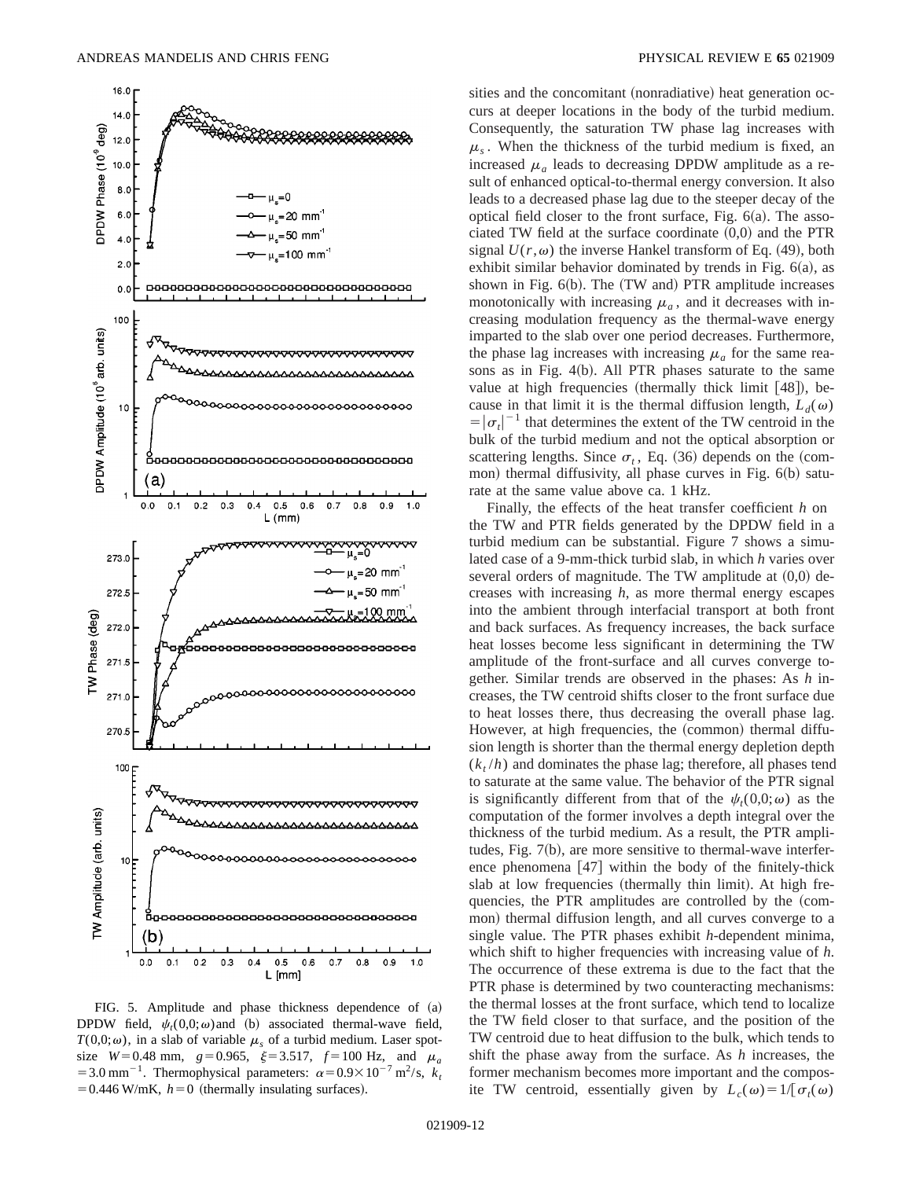FIG. 5. Amplitude and phase thickness dependence of (a) DPDW field, $\psi_t(0,0;\omega)$ and (b) associated thermal-wave field, $T(0,0;\omega)$, in a slab of variable $\mu_s$ of a turbid medium. Laser spotsize $W=0.48$ mm, $g=0.965$, $\xi=3.517$, $f=100$ Hz, and $\mu_a=3.0\,\mathrm{mm}^{-1}$. Thermophysical parameters: $\alpha=0.9\times10^{-7}\,\mathrm{m}^2/\mathrm{s}$, $k_t=0.446$ W/mK, $h=0$ (thermally insulating surfaces).

sities and the concomitant (nonradiative) heat generation occurs at deeper locations in the body of the turbid medium. Consequently, the saturation TW phase lag increases with $\mu_s$. When the thickness of the turbid medium is fixed, an increased $\mu_a$ leads to decreasing DPDW amplitude as a result of enhanced optical-to-thermal energy conversion. It also leads to a decreased phase lag due to the steeper decay of the optical field closer to the front surface, Fig. 6(a). The associated TW field at the surface coordinate (0,0) and the PTR signal $U(r,\omega)$ the inverse Hankel transform of Eq. (49), both exhibit similar behavior dominated by trends in Fig. 6(a), as shown in Fig. 6(b). The (TW and) PTR amplitude increases monotonically with increasing $\mu_a$, and it decreases with increasing modulation frequency as the thermal-wave energy imparted to the slab over one period decreases. Furthermore, the phase lag increases with increasing $\mu_a$ for the same reasons as in Fig. 4(b). All PTR phases saturate to the same value at high frequencies (thermally thick limit [48]), because in that limit it is the thermal diffusion length, $L_d(\omega)=|\sigma_t|^{-1}$ that determines the extent of the TW centroid in the bulk of the turbid medium and not the optical absorption or scattering lengths. Since $\sigma_t$, Eq. (36) depends on the (common) thermal diffusivity, all phase curves in Fig. 6(b) saturate at the same value above ca. 1 kHz.

Finally, the effects of the heat transfer coefficient $h$ on the TW and PTR fields generated by the DPDW field in a turbid medium can be substantial. Figure 7 shows a simulated case of a 9-mm-thick turbid slab, in which $h$ varies over several orders of magnitude. The TW amplitude at (0,0) decreases with increasing $h$, as more thermal energy escapes into the ambient through interfacial transport at both front and back surfaces. As frequency increases, the back surface heat losses become less significant in determining the TW amplitude of the front-surface and all curves converge together. Similar trends are observed in the phases: As $h$ increases, the TW centroid shifts closer to the front surface due to heat losses there, thus decreasing the overall phase lag. However, at high frequencies, the (common) thermal diffusion length is shorter than the thermal energy depletion depth $(k_t/h)$ and dominates the phase lag; therefore, all phases tend to saturate at the same value. The behavior of the PTR signal is significantly different from that of the $\psi_t(0,0;\omega)$ as the computation of the former involves a depth integral over the thickness of the turbid medium. As a result, the PTR amplitudes, Fig. 7(b), are more sensitive to thermal-wave interference phenomena [47] within the body of the finitely-thick slab at low frequencies (thermally thin limit). At high frequencies, the PTR amplitudes are controlled by the (common) thermal diffusion length, and all curves converge to a single value. The PTR phases exhibit $h$-dependent minima, which shift to higher frequencies with increasing value of $h$. The occurrence of these extrema is due to the fact that the PTR phase is determined by two counteracting mechanisms: the thermal losses at the front surface, which tend to localize the TW field closer to that surface, and the position of the TW centroid due to heat diffusion to the bulk, which tends to shift the phase away from the surface. As $h$ increases, the former mechanism becomes more important and the composite TW centroid, essentially given by $L_c(\omega)=1/[\sigma_t(\omega)$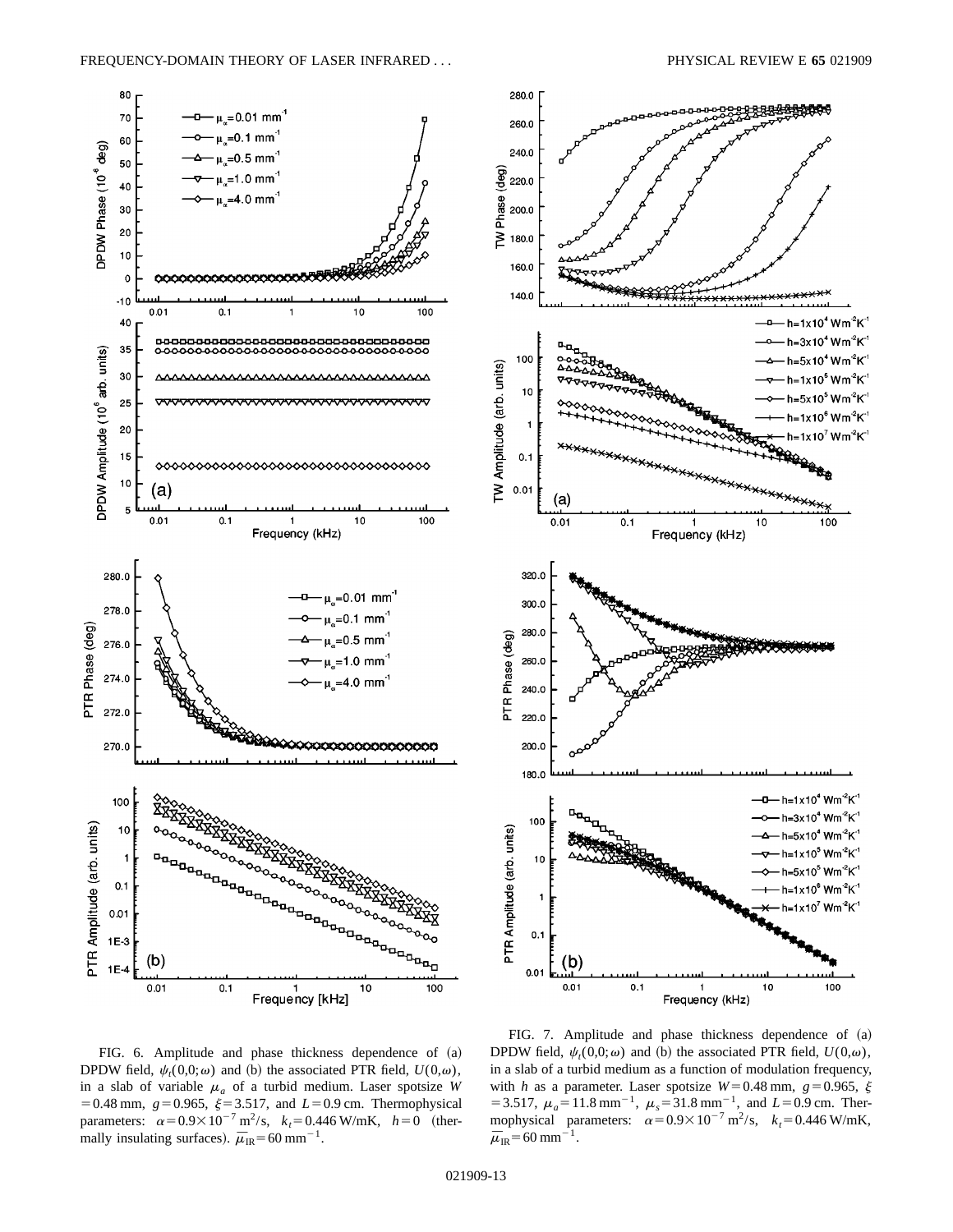FIG. 6. Amplitude and phase thickness dependence of (a) DPDW field, $\psi_t(0,0;\omega)$ and (b) the associated PTR field, $U(0,\omega)$, in a slab of variable $\mu_a$ of a turbid medium. Laser spotsize $W = 0.48$ mm, $g = 0.965$, $\xi = 3.517$, and $L = 0.9$ cm. Thermophysical parameters: $\alpha = 0.9 \times 10^{-7}$ m$^2$/s, $k_t = 0.446$ W/mK, $h = 0$ (thermally insulating surfaces). $\bar{\mu}_{\mathrm{IR}} = 60$ mm$^{-1}$.

FIG. 7. Amplitude and phase thickness dependence of (a) DPDW field, $\psi_t(0,0;\omega)$ and (b) the associated PTR field, $U(0,\omega)$, in a slab of a turbid medium as a function of modulation frequency, with $h$ as a parameter. Laser spotsize $W = 0.48$ mm, $g = 0.965$, $\xi = 3.517$, $\mu_a = 11.8$ mm$^{-1}$, $\mu_s = 31.8$ mm$^{-1}$, and $L = 0.9$ cm. Thermophysical parameters: $\alpha = 0.9 \times 10^{-7}$ m$^2$/s, $k_t = 0.446$ W/mK, $\bar{\mu}_{\mathrm{IR}} = 60$ mm$^{-1}$.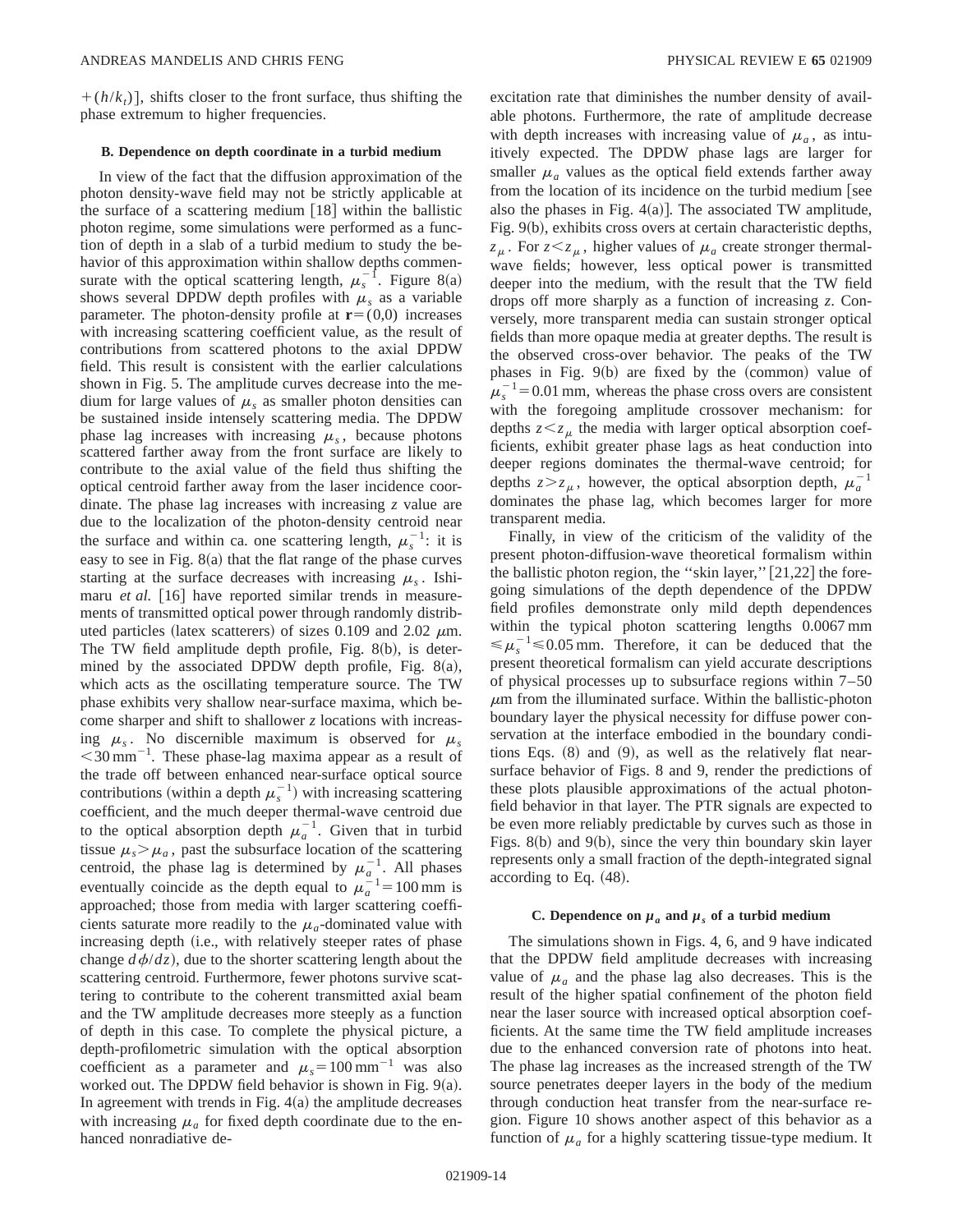$+(h/k_t)$], shifts closer to the front surface, thus shifting the phase extremum to higher frequencies.

### B. Dependence on depth coordinate in a turbid medium

In view of the fact that the diffusion approximation of the photon density-wave field may not be strictly applicable at the surface of a scattering medium [18] within the ballistic photon regime, some simulations were performed as a function of depth in a slab of a turbid medium to study the behavior of this approximation within shallow depths commensurate with the optical scattering length, $\mu_s^{-1}$. Figure 8(a) shows several DPDW depth profiles with $\mu_s$ as a variable parameter. The photon-density profile at $\mathbf{r}=(0,0)$ increases with increasing scattering coefficient value, as the result of contributions from scattered photons to the axial DPDW field. This result is consistent with the earlier calculations shown in Fig. 5. The amplitude curves decrease into the medium for large values of $\mu_s$ as smaller photon densities can be sustained inside intensely scattering media. The DPDW phase lag increases with increasing $\mu_s$, because photons scattered farther away from the front surface are likely to contribute to the axial value of the field thus shifting the optical centroid farther away from the laser incidence coordinate. The phase lag increases with increasing $z$ value are due to the localization of the photon-density centroid near the surface and within ca. one scattering length, $\mu_s^{-1}$: it is easy to see in Fig. 8(a) that the flat range of the phase curves starting at the surface decreases with increasing $\mu_s$. Ishimaru *et al.* [16] have reported similar trends in measurements of transmitted optical power through randomly distributed particles (latex scatterers) of sizes 0.109 and 2.02 $\mu$m. The TW field amplitude depth profile, Fig. 8(b), is determined by the associated DPDW depth profile, Fig. 8(a), which acts as the oscillating temperature source. The TW phase exhibits very shallow near-surface maxima, which become sharper and shift to shallower $z$ locations with increasing $\mu_s$. No discernible maximum is observed for $\mu_s < 30\ \mathrm{mm}^{-1}$. These phase-lag maxima appear as a result of the trade off between enhanced near-surface optical source contributions (within a depth $\mu_s^{-1}$) with increasing scattering coefficient, and the much deeper thermal-wave centroid due to the optical absorption depth $\mu_a^{-1}$. Given that in turbid tissue $\mu_s > \mu_a$, past the subsurface location of the scattering centroid, the phase lag is determined by $\mu_a^{-1}$. All phases eventually coincide as the depth equal to $\mu_a^{-1} = 100$ mm is approached; those from media with larger scattering coefficients saturate more readily to the $\mu_a$-dominated value with increasing depth (i.e., with relatively steeper rates of phase change $d\phi/dz$), due to the shorter scattering length about the scattering centroid. Furthermore, fewer photons survive scattering to contribute to the coherent transmitted axial beam and the TW amplitude decreases more steeply as a function of depth in this case. To complete the physical picture, a depth-profilometric simulation with the optical absorption coefficient as a parameter and $\mu_s = 100\ \mathrm{mm}^{-1}$ was also worked out. The DPDW field behavior is shown in Fig. 9(a). In agreement with trends in Fig. 4(a) the amplitude decreases with increasing $\mu_a$ for fixed depth coordinate due to the enhanced nonradiative de-excitation rate that diminishes the number density of available photons. Furthermore, the rate of amplitude decrease with depth increases with increasing value of $\mu_a$, as intuitively expected. The DPDW phase lags are larger for smaller $\mu_a$ values as the optical field extends farther away from the location of its incidence on the turbid medium [see also the phases in Fig. 4(a)]. The associated TW amplitude, Fig. 9(b), exhibits cross overs at certain characteristic depths, $z_\mu$. For $z < z_\mu$, higher values of $\mu_a$ create stronger thermal-wave fields; however, less optical power is transmitted deeper into the medium, with the result that the TW field drops off more sharply as a function of increasing $z$. Conversely, more transparent media can sustain stronger optical fields than more opaque media at greater depths. The result is the observed cross-over behavior. The peaks of the TW phases in Fig. 9(b) are fixed by the (common) value of $\mu_s^{-1} = 0.01$ mm, whereas the phase cross overs are consistent with the foregoing amplitude crossover mechanism: for depths $z < z_\mu$ the media with larger optical absorption coefficients, exhibit greater phase lags as heat conduction into deeper regions dominates the thermal-wave centroid; for depths $z > z_\mu$, however, the optical absorption depth, $\mu_a^{-1}$ dominates the phase lag, which becomes larger for more transparent media.

Finally, in view of the criticism of the validity of the present photon-diffusion-wave theoretical formalism within the ballistic photon region, the "skin layer," [21,22] the foregoing simulations of the depth dependence of the DPDW field profiles demonstrate only mild depth dependences within the typical photon scattering lengths $0.0067\ \mathrm{mm} \leq \mu_s^{-1} \leq 0.05\ \mathrm{mm}$. Therefore, it can be deduced that the present theoretical formalism can yield accurate descriptions of physical processes up to subsurface regions within 7–50 $\mu$m from the illuminated surface. Within the ballistic-photon boundary layer the physical necessity for diffuse power conservation at the interface embodied in the boundary conditions Eqs. (8) and (9), as well as the relatively flat near-surface behavior of Figs. 8 and 9, render the predictions of these plots plausible approximations of the actual photon-field behavior in that layer. The PTR signals are expected to be even more reliably predictable by curves such as those in Figs. 8(b) and 9(b), since the very thin boundary skin layer represents only a small fraction of the depth-integrated signal according to Eq. (48).

### C. Dependence on $\mu_a$ and $\mu_s$ of a turbid medium

The simulations shown in Figs. 4, 6, and 9 have indicated that the DPDW field amplitude decreases with increasing value of $\mu_a$ and the phase lag also decreases. This is the result of the higher spatial confinement of the photon field near the laser source with increased optical absorption coefficients. At the same time the TW field amplitude increases due to the enhanced conversion rate of photons into heat. The phase lag increases as the increased strength of the TW source penetrates deeper layers in the body of the medium through conduction heat transfer from the near-surface region. Figure 10 shows another aspect of this behavior as a function of $\mu_a$ for a highly scattering tissue-type medium. It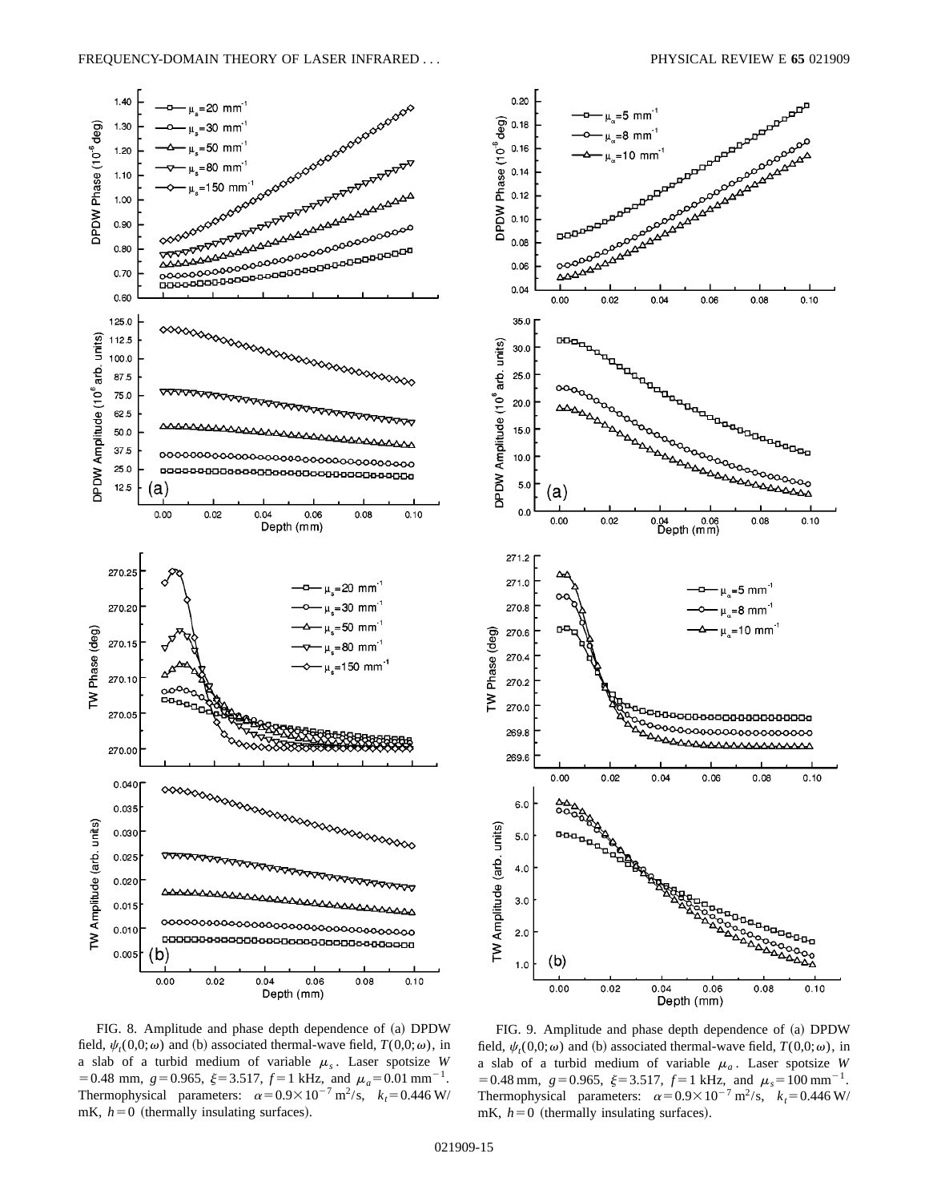FIG. 8. Amplitude and phase depth dependence of (a) DPDW field, $\psi_t(0,0;\omega)$ and (b) associated thermal-wave field, $T(0,0;\omega)$, in a slab of a turbid medium of variable $\mu_s$. Laser spotsize $W = 0.48$ mm, $g = 0.965$, $\xi = 3.517$, $f = 1$ kHz, and $\mu_a = 0.01\ \mathrm{mm}^{-1}$. Thermophysical parameters: $\alpha = 0.9\times 10^{-7}\ \mathrm{m}^2/\mathrm{s}$, $k_t = 0.446$ W/mK, $h = 0$ (thermally insulating surfaces).

FIG. 9. Amplitude and phase depth dependence of (a) DPDW field, $\psi_t(0,0;\omega)$ and (b) associated thermal-wave field, $T(0,0;\omega)$, in a slab of a turbid medium of variable $\mu_a$. Laser spotsize $W = 0.48$ mm, $g = 0.965$, $\xi = 3.517$, $f = 1$ kHz, and $\mu_s = 100\ \mathrm{mm}^{-1}$. Thermophysical parameters: $\alpha = 0.9\times 10^{-7}\ \mathrm{m}^2/\mathrm{s}$, $k_t = 0.446$ W/mK, $h = 0$ (thermally insulating surfaces).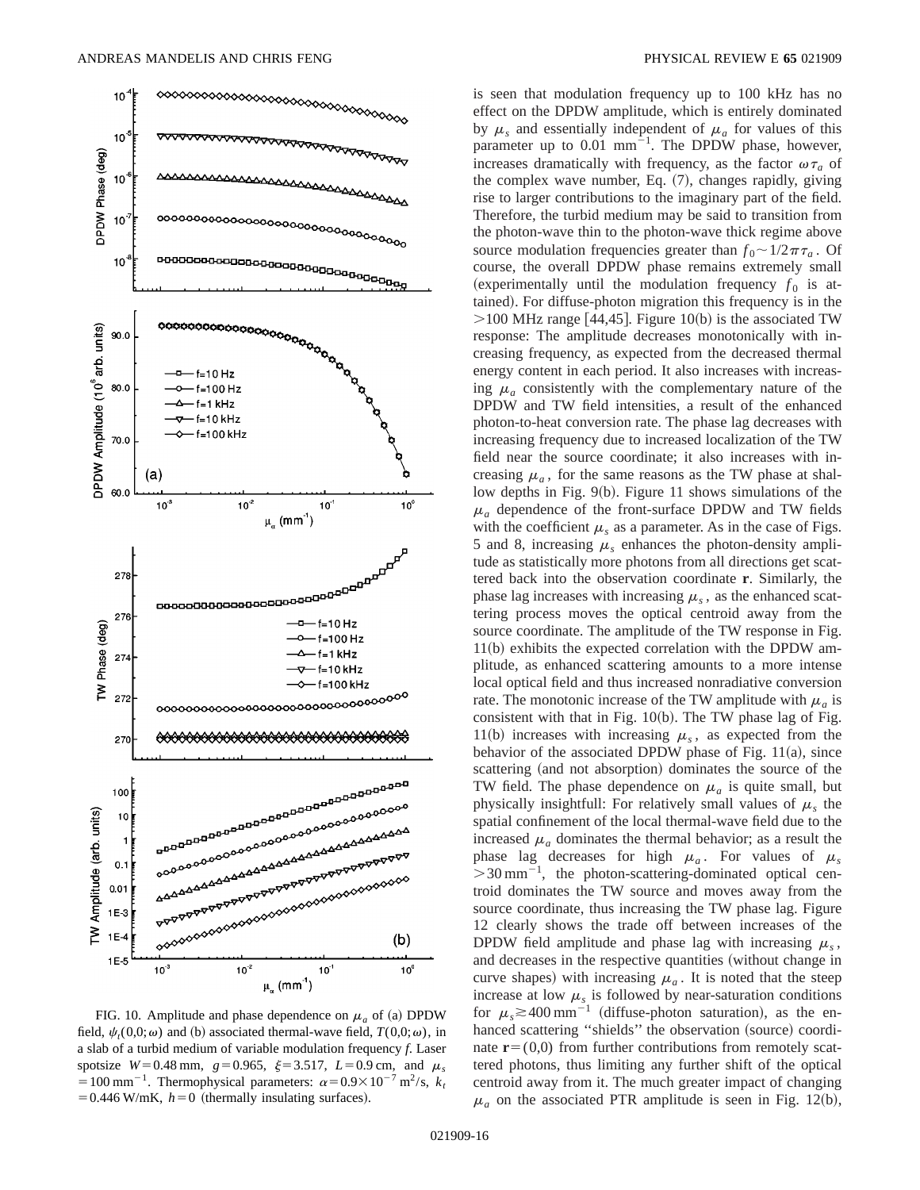FIG. 10. Amplitude and phase dependence on $\mu_a$ of (a) DPDW field, $\psi_t(0,0;\omega)$ and (b) associated thermal-wave field, $T(0,0;\omega)$, in a slab of a turbid medium of variable modulation frequency $f$. Laser spotsize $W=0.48$ mm, $g=0.965$, $\xi=3.517$, $L=0.9$ cm, and $\mu_s=100\ \text{mm}^{-1}$. Thermophysical parameters: $\alpha=0.9\times10^{-7}\ \text{m}^2/\text{s}$, $k_t=0.446$ W/mK, $h=0$ (thermally insulating surfaces).

is seen that modulation frequency up to 100 kHz has no effect on the DPDW amplitude, which is entirely dominated by $\mu_s$ and essentially independent of $\mu_a$ for values of this parameter up to 0.01 mm$^{-1}$. The DPDW phase, however, increases dramatically with frequency, as the factor $\omega\tau_a$ of the complex wave number, Eq. (7), changes rapidly, giving rise to larger contributions to the imaginary part of the field. Therefore, the turbid medium may be said to transition from the photon-wave thin to the photon-wave thick regime above source modulation frequencies greater than $f_0\sim1/2\pi\tau_a$. Of course, the overall DPDW phase remains extremely small (experimentally until the modulation frequency $f_0$ is attained). For diffuse-photon migration this frequency is in the >100 MHz range [44,45]. Figure 10(b) is the associated TW response: The amplitude decreases monotonically with increasing frequency, as expected from the decreased thermal energy content in each period. It also increases with increasing $\mu_a$ consistently with the complementary nature of the DPDW and TW field intensities, a result of the enhanced photon-to-heat conversion rate. The phase lag decreases with increasing frequency due to increased localization of the TW field near the source coordinate; it also increases with increasing $\mu_a$, for the same reasons as the TW phase at shallow depths in Fig. 9(b). Figure 11 shows simulations of the $\mu_a$ dependence of the front-surface DPDW and TW fields with the coefficient $\mu_s$ as a parameter. As in the case of Figs. 5 and 8, increasing $\mu_s$ enhances the photon-density amplitude as statistically more photons from all directions get scattered back into the observation coordinate $\mathbf{r}$. Similarly, the phase lag increases with increasing $\mu_s$, as the enhanced scattering process moves the optical centroid away from the source coordinate. The amplitude of the TW response in Fig. 11(b) exhibits the expected correlation with the DPDW amplitude, as enhanced scattering amounts to a more intense local optical field and thus increased nonradiative conversion rate. The monotonic increase of the TW amplitude with $\mu_a$ is consistent with that in Fig. 10(b). The TW phase lag of Fig. 11(b) increases with increasing $\mu_s$, as expected from the behavior of the associated DPDW phase of Fig. 11(a), since scattering (and not absorption) dominates the source of the TW field. The phase dependence on $\mu_a$ is quite small, but physically insightfull: For relatively small values of $\mu_s$ the spatial confinement of the local thermal-wave field due to the increased $\mu_a$ dominates the thermal behavior; as a result the phase lag decreases for high $\mu_a$. For values of $\mu_s>30\ \text{mm}^{-1}$, the photon-scattering-dominated optical centroid dominates the TW source and moves away from the source coordinate, thus increasing the TW phase lag. Figure 12 clearly shows the trade off between increases of the DPDW field amplitude and phase lag with increasing $\mu_s$, and decreases in the respective quantities (without change in curve shapes) with increasing $\mu_a$. It is noted that the steep increase at low $\mu_s$ is followed by near-saturation conditions for $\mu_s\gtrsim400\ \text{mm}^{-1}$ (diffuse-photon saturation), as the enhanced scattering ''shields'' the observation (source) coordinate $\mathbf{r}=(0,0)$ from further contributions from remotely scattered photons, thus limiting any further shift of the optical centroid away from it. The much greater impact of changing $\mu_a$ on the associated PTR amplitude is seen in Fig. 12(b),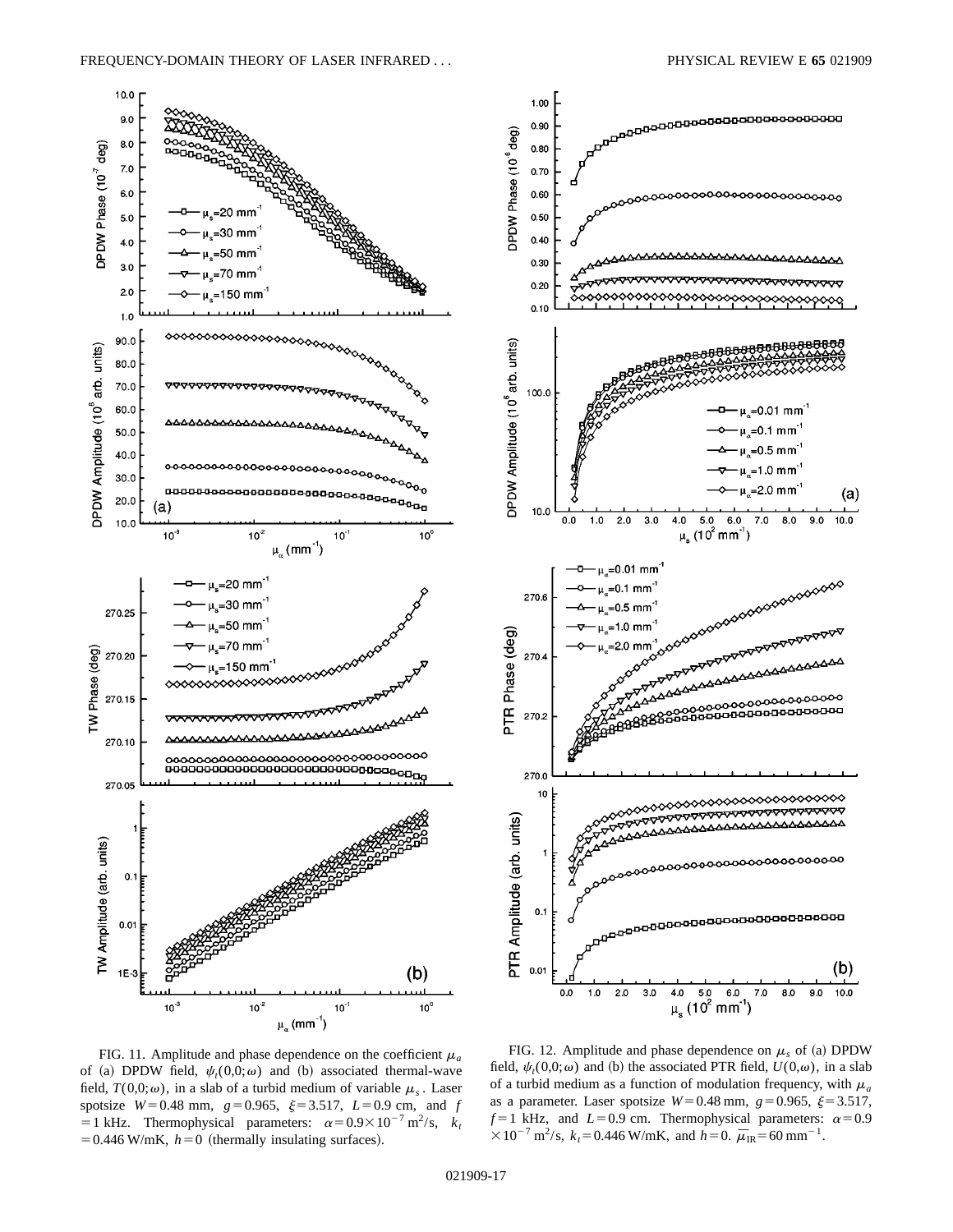FIG. 11. Amplitude and phase dependence on the coefficient $\mu_a$ of (a) DPDW field, $\psi_t(0,0;\omega)$ and (b) associated thermal-wave field, $T(0,0;\omega)$, in a slab of a turbid medium of variable $\mu_s$. Laser spotsize $W=0.48$ mm, $g=0.965$, $\xi=3.517$, $L=0.9$ cm, and $f=1$ kHz. Thermophysical parameters: $\alpha=0.9\times10^{-7}$ m$^2$/s, $k_t=0.446$ W/mK, $h=0$ (thermally insulating surfaces).

FIG. 12. Amplitude and phase dependence on $\mu_s$ of (a) DPDW field, $\psi_t(0,0;\omega)$ and (b) the associated PTR field, $U(0,\omega)$, in a slab of a turbid medium as a function of modulation frequency, with $\mu_a$ as a parameter. Laser spotsize $W=0.48$ mm, $g=0.965$, $\xi=3.517$, $f=1$ kHz, and $L=0.9$ cm. Thermophysical parameters: $\alpha=0.9\times10^{-7}$ m$^2$/s, $k_t=0.446$ W/mK, and $h=0$. $\overline{\mu}_{IR}=60$ mm$^{-1}$.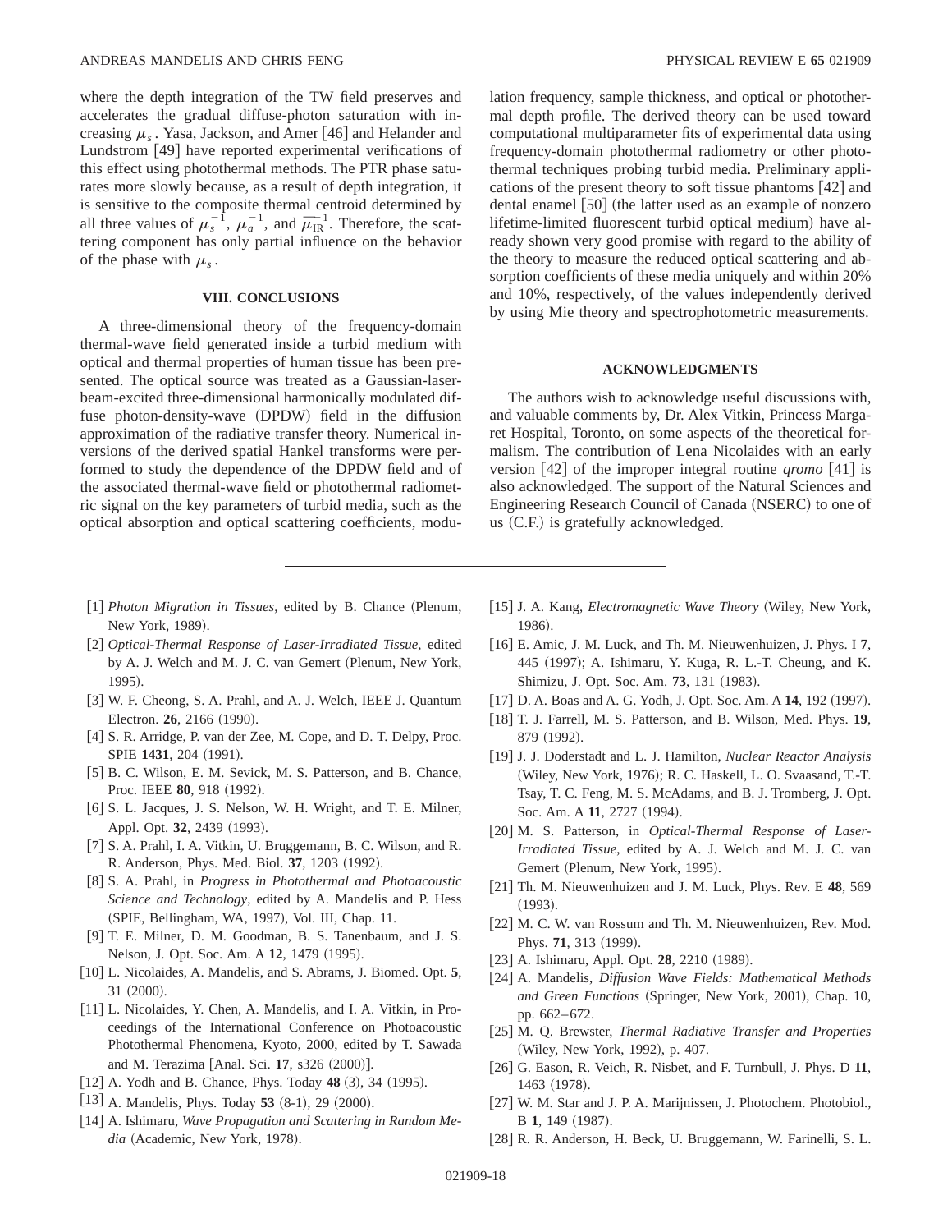where the depth integration of the TW field preserves and accelerates the gradual diffuse-photon saturation with increasing $\mu_s$. Yasa, Jackson, and Amer [46] and Helander and Lundstrom [49] have reported experimental verifications of this effect using photothermal methods. The PTR phase saturates more slowly because, as a result of depth integration, it is sensitive to the composite thermal centroid determined by all three values of $\mu_s^{-1}$, $\mu_a^{-1}$, and $\overline{\mu}_{\mathrm{IR}}^{-1}$. Therefore, the scattering component has only partial influence on the behavior of the phase with $\mu_s$.

## VIII. CONCLUSIONS

A three-dimensional theory of the frequency-domain thermal-wave field generated inside a turbid medium with optical and thermal properties of human tissue has been presented. The optical source was treated as a Gaussian-laser-beam-excited three-dimensional harmonically modulated diffuse photon-density-wave (DPDW) field in the diffusion approximation of the radiative transfer theory. Numerical inversions of the derived spatial Hankel transforms were performed to study the dependence of the DPDW field and of the associated thermal-wave field or photothermal radiometric signal on the key parameters of turbid media, such as the optical absorption and optical scattering coefficients, modulation frequency, sample thickness, and optical or photothermal depth profile. The derived theory can be used toward computational multiparameter fits of experimental data using frequency-domain photothermal radiometry or other photothermal techniques probing turbid media. Preliminary applications of the present theory to soft tissue phantoms [42] and dental enamel [50] (the latter used as an example of nonzero lifetime-limited fluorescent turbid optical medium) have already shown very good promise with regard to the ability of the theory to measure the reduced optical scattering and absorption coefficients of these media uniquely and within 20% and 10%, respectively, of the values independently derived by using Mie theory and spectrophotometric measurements.

## ACKNOWLEDGMENTS

The authors wish to acknowledge useful discussions with, and valuable comments by, Dr. Alex Vitkin, Princess Margaret Hospital, Toronto, on some aspects of the theoretical formalism. The contribution of Lena Nicolaides with an early version [42] of the improper integral routine *qromo* [41] is also acknowledged. The support of the Natural Sciences and Engineering Research Council of Canada (NSERC) to one of us (C.F.) is gratefully acknowledged.

---

[1] *Photon Migration in Tissues*, edited by B. Chance (Plenum, New York, 1989).

[2] *Optical-Thermal Response of Laser-Irradiated Tissue*, edited by A. J. Welch and M. J. C. van Gemert (Plenum, New York, 1995).

[3] W. F. Cheong, S. A. Prahl, and A. J. Welch, IEEE J. Quantum Electron. **26**, 2166 (1990).

[4] S. R. Arridge, P. van der Zee, M. Cope, and D. T. Delpy, Proc. SPIE **1431**, 204 (1991).

[5] B. C. Wilson, E. M. Sevick, M. S. Patterson, and B. Chance, Proc. IEEE **80**, 918 (1992).

[6] S. L. Jacques, J. S. Nelson, W. H. Wright, and T. E. Milner, Appl. Opt. **32**, 2439 (1993).

[7] S. A. Prahl, I. A. Vitkin, U. Bruggemann, B. C. Wilson, and R. R. Anderson, Phys. Med. Biol. **37**, 1203 (1992).

[8] S. A. Prahl, in *Progress in Photothermal and Photoacoustic Science and Technology*, edited by A. Mandelis and P. Hess (SPIE, Bellingham, WA, 1997), Vol. III, Chap. 11.

[9] T. E. Milner, D. M. Goodman, B. S. Tanenbaum, and J. S. Nelson, J. Opt. Soc. Am. A **12**, 1479 (1995).

[10] L. Nicolaides, A. Mandelis, and S. Abrams, J. Biomed. Opt. **5**, 31 (2000).

[11] L. Nicolaides, Y. Chen, A. Mandelis, and I. A. Vitkin, in Proceedings of the International Conference on Photoacoustic Photothermal Phenomena, Kyoto, 2000, edited by T. Sawada and M. Terazima [Anal. Sci. **17**, s326 (2000)].

[12] A. Yodh and B. Chance, Phys. Today **48** (3), 34 (1995).

[13] A. Mandelis, Phys. Today **53** (8-1), 29 (2000).

[14] A. Ishimaru, *Wave Propagation and Scattering in Random Media* (Academic, New York, 1978).

[15] J. A. Kang, *Electromagnetic Wave Theory* (Wiley, New York, 1986).

[16] E. Amic, J. M. Luck, and Th. M. Nieuwenhuizen, J. Phys. I **7**, 445 (1997); A. Ishimaru, Y. Kuga, R. L.-T. Cheung, and K. Shimizu, J. Opt. Soc. Am. **73**, 131 (1983).

[17] D. A. Boas and A. G. Yodh, J. Opt. Soc. Am. A **14**, 192 (1997).

[18] T. J. Farrell, M. S. Patterson, and B. Wilson, Med. Phys. **19**, 879 (1992).

[19] J. J. Doderstadt and L. J. Hamilton, *Nuclear Reactor Analysis* (Wiley, New York, 1976); R. C. Haskell, L. O. Svaasand, T.-T. Tsay, T. C. Feng, M. S. McAdams, and B. J. Tromberg, J. Opt. Soc. Am. A **11**, 2727 (1994).

[20] M. S. Patterson, in *Optical-Thermal Response of Laser-Irradiated Tissue*, edited by A. J. Welch and M. J. C. van Gemert (Plenum, New York, 1995).

[21] Th. M. Nieuwenhuizen and J. M. Luck, Phys. Rev. E **48**, 569 (1993).

[22] M. C. W. van Rossum and Th. M. Nieuwenhuizen, Rev. Mod. Phys. **71**, 313 (1999).

[23] A. Ishimaru, Appl. Opt. **28**, 2210 (1989).

[24] A. Mandelis, *Diffusion Wave Fields: Mathematical Methods and Green Functions* (Springer, New York, 2001), Chap. 10, pp. 662–672.

[25] M. Q. Brewster, *Thermal Radiative Transfer and Properties* (Wiley, New York, 1992), p. 407.

[26] G. Eason, R. Veich, R. Nisbet, and F. Turnbull, J. Phys. D **11**, 1463 (1978).

[27] W. M. Star and J. P. A. Marijnissen, J. Photochem. Photobiol., B **1**, 149 (1987).

[28] R. R. Anderson, H. Beck, U. Bruggemann, W. Farinelli, S. L.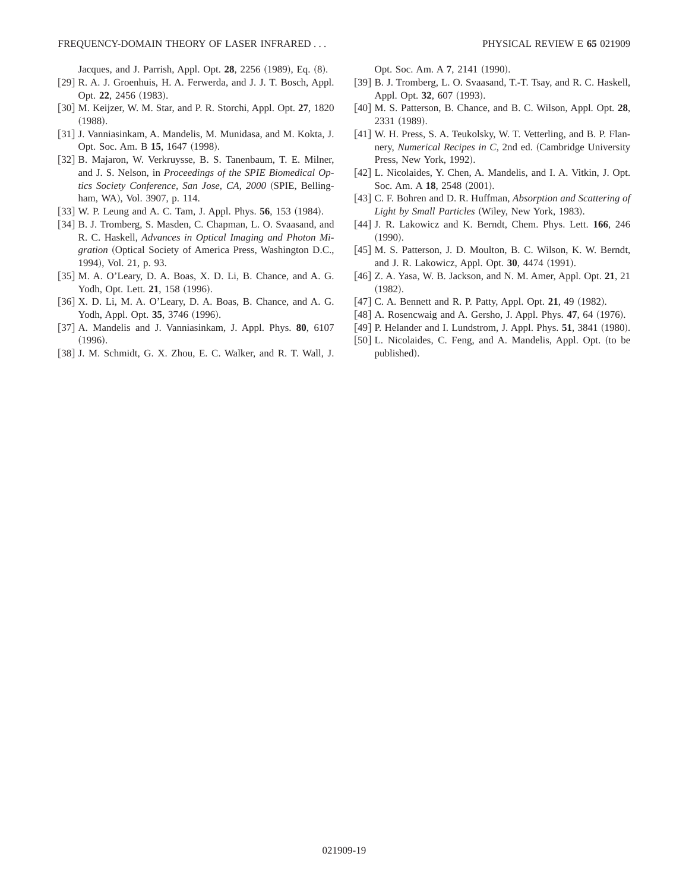Jacques, and J. Parrish, Appl. Opt. **28**, 2256 (1989), Eq. (8).

[29] R. A. J. Groenhuis, H. A. Ferwerda, and J. J. T. Bosch, Appl. Opt. **22**, 2456 (1983).

[30] M. Keijzer, W. M. Star, and P. R. Storchi, Appl. Opt. **27**, 1820 (1988).

[31] J. Vanniasinkam, A. Mandelis, M. Munidasa, and M. Kokta, J. Opt. Soc. Am. B **15**, 1647 (1998).

[32] B. Majaron, W. Verkruysse, B. S. Tanenbaum, T. E. Milner, and J. S. Nelson, in *Proceedings of the SPIE Biomedical Optics Society Conference, San Jose, CA, 2000* (SPIE, Bellingham, WA), Vol. 3907, p. 114.

[33] W. P. Leung and A. C. Tam, J. Appl. Phys. **56**, 153 (1984).

[34] B. J. Tromberg, S. Masden, C. Chapman, L. O. Svaasand, and R. C. Haskell, *Advances in Optical Imaging and Photon Migration* (Optical Society of America Press, Washington D.C., 1994), Vol. 21, p. 93.

[35] M. A. O'Leary, D. A. Boas, X. D. Li, B. Chance, and A. G. Yodh, Opt. Lett. **21**, 158 (1996).

[36] X. D. Li, M. A. O'Leary, D. A. Boas, B. Chance, and A. G. Yodh, Appl. Opt. **35**, 3746 (1996).

[37] A. Mandelis and J. Vanniasinkam, J. Appl. Phys. **80**, 6107 (1996).

[38] J. M. Schmidt, G. X. Zhou, E. C. Walker, and R. T. Wall, J. Opt. Soc. Am. A **7**, 2141 (1990).

[39] B. J. Tromberg, L. O. Svaasand, T.-T. Tsay, and R. C. Haskell, Appl. Opt. **32**, 607 (1993).

[40] M. S. Patterson, B. Chance, and B. C. Wilson, Appl. Opt. **28**, 2331 (1989).

[41] W. H. Press, S. A. Teukolsky, W. T. Vetterling, and B. P. Flannery, *Numerical Recipes in C*, 2nd ed. (Cambridge University Press, New York, 1992).

[42] L. Nicolaides, Y. Chen, A. Mandelis, and I. A. Vitkin, J. Opt. Soc. Am. A **18**, 2548 (2001).

[43] C. F. Bohren and D. R. Huffman, *Absorption and Scattering of Light by Small Particles* (Wiley, New York, 1983).

[44] J. R. Lakowicz and K. Berndt, Chem. Phys. Lett. **166**, 246 (1990).

[45] M. S. Patterson, J. D. Moulton, B. C. Wilson, K. W. Berndt, and J. R. Lakowicz, Appl. Opt. **30**, 4474 (1991).

[46] Z. A. Yasa, W. B. Jackson, and N. M. Amer, Appl. Opt. **21**, 21 (1982).

[47] C. A. Bennett and R. P. Patty, Appl. Opt. **21**, 49 (1982).

[48] A. Rosencwaig and A. Gersho, J. Appl. Phys. **47**, 64 (1976).

[49] P. Helander and I. Lundstrom, J. Appl. Phys. **51**, 3841 (1980).

[50] L. Nicolaides, C. Feng, and A. Mandelis, Appl. Opt. (to be published).